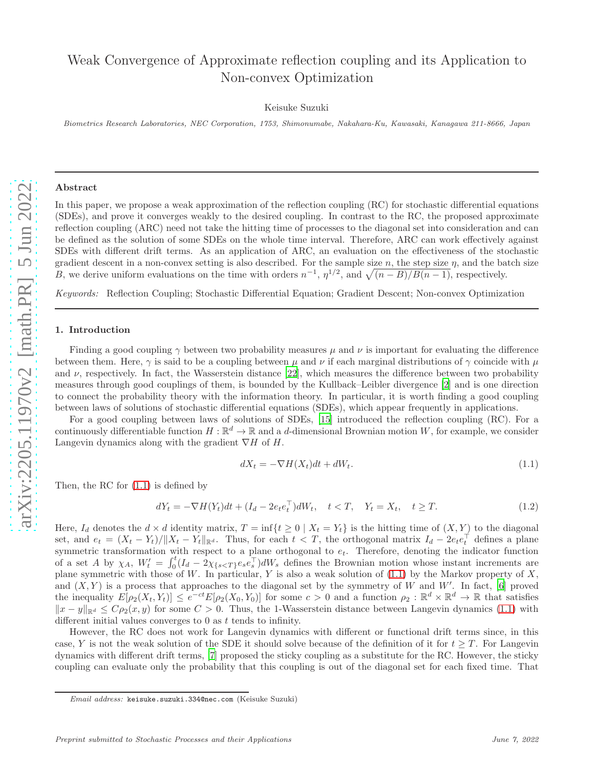# Weak Convergence of Approximate reflection coupling and its Application to Non-convex Optimization

Keisuke Suzuki

*Biometrics Research Laboratories, NEC Corporation, 1753, Shimonumabe, Nakahara-Ku, Kawasaki, Kanagawa 211-8666, Japan*

---

## Abstract

In this paper, we propose a weak approximation of the reflection coupling (RC) for stochastic differential equations (SDEs), and prove it converges weakly to the desired coupling. In contrast to the RC, the proposed approximate reflection coupling (ARC) need not take the hitting time of processes to the diagonal set into consideration and can be defined as the solution of some SDEs on the whole time interval. Therefore, ARC can work effectively against SDEs with different drift terms. As an application of ARC, an evaluation on the effectiveness of the stochastic gradient descent in a non-convex setting is also described. For the sample size $n$, the step size $\eta$, and the batch size $B$, we derive uniform evaluations on the time with orders $n^{-1}$, $\eta^{1/2}$, and $\sqrt{(n-B)/B(n-1)}$, respectively.

*Keywords:* Reflection Coupling; Stochastic Differential Equation; Gradient Descent; Non-convex Optimization

---

## 1. Introduction

Finding a good coupling $\gamma$ between two probability measures $\mu$ and $\nu$ is important for evaluating the difference between them. Here, $\gamma$ is said to be a coupling between $\mu$ and $\nu$ if each marginal distributions of $\gamma$ coincide with $\mu$ and $\nu$, respectively. In fact, the Wasserstein distance [22], which measures the difference between two probability measures through good couplings of them, is bounded by the Kullback–Leibler divergence [2] and is one direction to connect the probability theory with the information theory. In particular, it is worth finding a good coupling between laws of solutions of stochastic differential equations (SDEs), which appear frequently in applications.

For a good coupling between laws of solutions of SDEs, [15] introduced the reflection coupling (RC). For a continuously differentiable function $H : \mathbb{R}^d \to \mathbb{R}$ and a $d$-dimensional Brownian motion $W$, for example, we consider Langevin dynamics along with the gradient $\nabla H$ of $H$.

$$dX_t = -\nabla H(X_t)dt + dW_t. \tag{1.1}$$

Then, the RC for (1.1) is defined by

$$dY_t = -\nabla H(Y_t)dt + (I_d - 2e_t e_t^\top)dW_t, \quad t < T, \quad Y_t = X_t, \quad t \geq T. \tag{1.2}$$

Here, $I_d$ denotes the $d \times d$ identity matrix, $T = \inf\{t \geq 0 \mid X_t = Y_t\}$ is the hitting time of $(X, Y)$ to the diagonal set, and $e_t = (X_t - Y_t)/\|X_t - Y_t\|_{\mathbb{R}^d}$. Thus, for each $t < T$, the orthogonal matrix $I_d - 2e_t e_t^\top$ defines a plane symmetric transformation with respect to a plane orthogonal to $e_t$. Therefore, denoting the indicator function of a set $A$ by $\chi_A$, $W'_t = \int_0^t (I_d - 2\chi_{\{s<T\}} e_s e_s^\top)dW_s$ defines the Brownian motion whose instant increments are plane symmetric with those of $W$. In particular, $Y$ is also a weak solution of (1.1) by the Markov property of $X$, and $(X, Y)$ is a process that approaches to the diagonal set by the symmetry of $W$ and $W'$. In fact, [6] proved the inequality $E[\rho_2(X_t, Y_t)] \leq e^{-ct}E[\rho_2(X_0, Y_0)]$ for some $c > 0$ and a function $\rho_2 : \mathbb{R}^d \times \mathbb{R}^d \to \mathbb{R}$ that satisfies $\|x - y\|_{\mathbb{R}^d} \leq C\rho_2(x, y)$ for some $C > 0$. Thus, the 1-Wasserstein distance between Langevin dynamics (1.1) with different initial values converges to 0 as $t$ tends to infinity.

However, the RC does not work for Langevin dynamics with different or functional drift terms since, in this case, $Y$ is not the weak solution of the SDE it should solve because of the definition of it for $t \geq T$. For Langevin dynamics with different drift terms, [7] proposed the sticky coupling as a substitute for the RC. However, the sticky coupling can evaluate only the probability that this coupling is out of the diagonal set for each fixed time. That

---

*Email address:* keisuke.suzuki.334@nec.com (Keisuke Suzuki)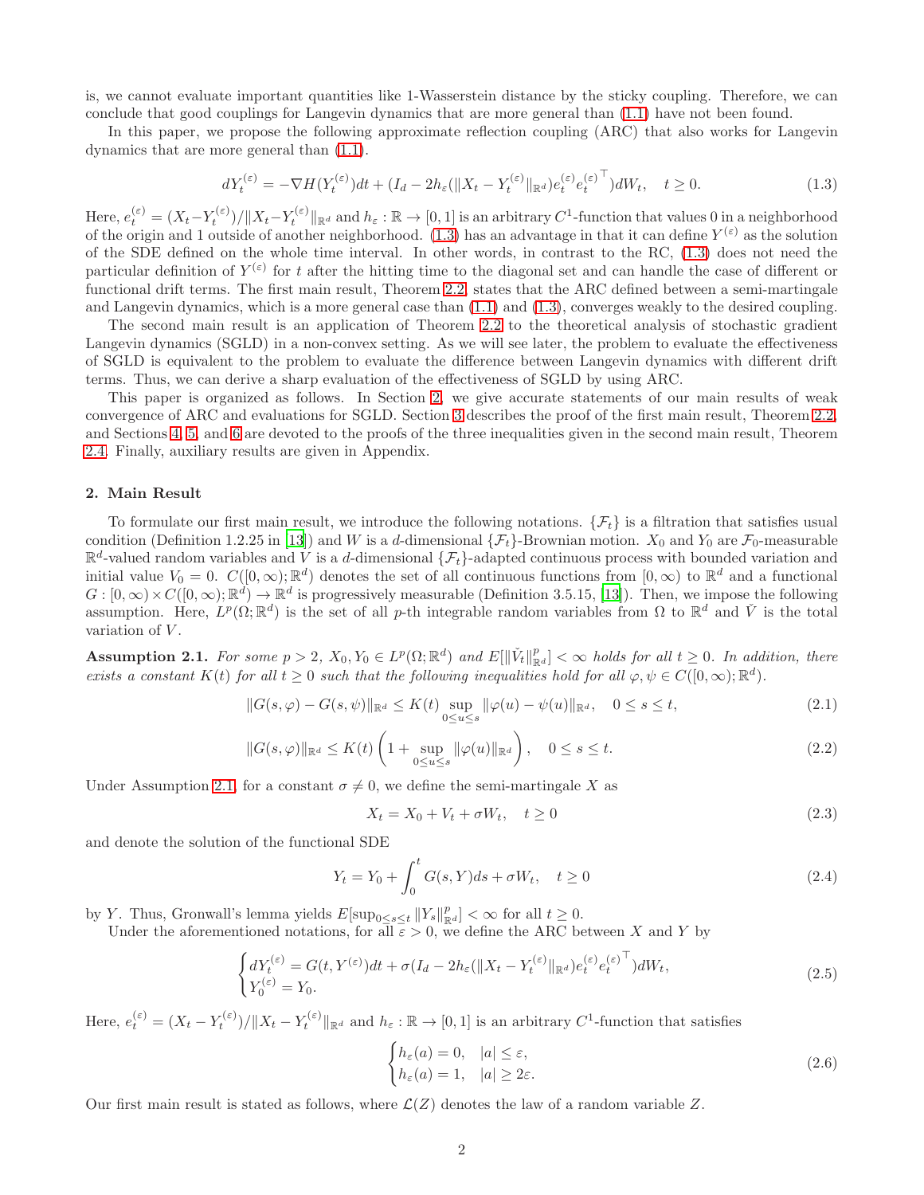is, we cannot evaluate important quantities like 1-Wasserstein distance by the sticky coupling. Therefore, we can conclude that good couplings for Langevin dynamics that are more general than (1.1) have not been found.

In this paper, we propose the following approximate reflection coupling (ARC) that also works for Langevin dynamics that are more general than (1.1).

$$dY_t^{(\varepsilon)} = -\nabla H(Y_t^{(\varepsilon)})dt + (I_d - 2h_\varepsilon(\|X_t - Y_t^{(\varepsilon)}\|_{\mathbb{R}^d})e_t^{(\varepsilon)}{e_t^{(\varepsilon)}}^\top)dW_t, \quad t \geq 0. \tag{1.3}$$

Here, $e_t^{(\varepsilon)} = (X_t - Y_t^{(\varepsilon)})/\|X_t - Y_t^{(\varepsilon)}\|_{\mathbb{R}^d}$ and $h_\varepsilon : \mathbb{R} \to [0, 1]$ is an arbitrary $C^1$-function that values 0 in a neighborhood of the origin and 1 outside of another neighborhood. (1.3) has an advantage in that it can define $Y^{(\varepsilon)}$ as the solution of the SDE defined on the whole time interval. In other words, in contrast to the RC, (1.3) does not need the particular definition of $Y^{(\varepsilon)}$ for $t$ after the hitting time to the diagonal set and can handle the case of different or functional drift terms. The first main result, Theorem 2.2, states that the ARC defined between a semi-martingale and Langevin dynamics, which is a more general case than (1.1) and (1.3), converges weakly to the desired coupling.

The second main result is an application of Theorem 2.2 to the theoretical analysis of stochastic gradient Langevin dynamics (SGLD) in a non-convex setting. As we will see later, the problem to evaluate the effectiveness of SGLD is equivalent to the problem to evaluate the difference between Langevin dynamics with different drift terms. Thus, we can derive a sharp evaluation of the effectiveness of SGLD by using ARC.

This paper is organized as follows. In Section 2, we give accurate statements of our main results of weak convergence of ARC and evaluations for SGLD. Section 3 describes the proof of the first main result, Theorem 2.2, and Sections 4, 5, and 6 are devoted to the proofs of the three inequalities given in the second main result, Theorem 2.4. Finally, auxiliary results are given in Appendix.

## 2. Main Result

To formulate our first main result, we introduce the following notations. $\{\mathcal{F}_t\}$ is a filtration that satisfies usual condition (Definition 1.2.25 in [13]) and $W$ is a $d$-dimensional $\{\mathcal{F}_t\}$-Brownian motion. $X_0$ and $Y_0$ are $\mathcal{F}_0$-measurable $\mathbb{R}^d$-valued random variables and $V$ is a $d$-dimensional $\{\mathcal{F}_t\}$-adapted continuous process with bounded variation and initial value $V_0 = 0$. $C([0,\infty);\mathbb{R}^d)$ denotes the set of all continuous functions from $[0,\infty)$ to $\mathbb{R}^d$ and a functional $G : [0,\infty) \times C([0,\infty);\mathbb{R}^d) \to \mathbb{R}^d$ is progressively measurable (Definition 3.5.15, [13]). Then, we impose the following assumption. Here, $L^p(\Omega;\mathbb{R}^d)$ is the set of all $p$-th integrable random variables from $\Omega$ to $\mathbb{R}^d$ and $\check{V}$ is the total variation of $V$.

**Assumption 2.1.** *For some $p > 2$, $X_0, Y_0 \in L^p(\Omega;\mathbb{R}^d)$ and $E[\|\check{V}_t\|_{\mathbb{R}^d}^p] < \infty$ holds for all $t \geq 0$. In addition, there exists a constant $K(t)$ for all $t \geq 0$ such that the following inequalities hold for all $\varphi, \psi \in C([0,\infty);\mathbb{R}^d)$.*

$$\|G(s,\varphi) - G(s,\psi)\|_{\mathbb{R}^d} \leq K(t) \sup_{0\leq u\leq s} \|\varphi(u) - \psi(u)\|_{\mathbb{R}^d}, \quad 0 \leq s \leq t, \tag{2.1}$$

$$\|G(s,\varphi)\|_{\mathbb{R}^d} \leq K(t) \left(1 + \sup_{0\leq u\leq s} \|\varphi(u)\|_{\mathbb{R}^d}\right), \quad 0 \leq s \leq t. \tag{2.2}$$

Under Assumption 2.1, for a constant $\sigma \neq 0$, we define the semi-martingale $X$ as

$$X_t = X_0 + V_t + \sigma W_t, \quad t \geq 0 \tag{2.3}$$

and denote the solution of the functional SDE

$$Y_t = Y_0 + \int_0^t G(s, Y)ds + \sigma W_t, \quad t \geq 0 \tag{2.4}$$

by $Y$. Thus, Gronwall's lemma yields $E[\sup_{0\leq s\leq t} \|Y_s\|_{\mathbb{R}^d}^p] < \infty$ for all $t \geq 0$.

Under the aforementioned notations, for all $\varepsilon > 0$, we define the ARC between $X$ and $Y$ by

$$\begin{cases} dY_t^{(\varepsilon)} = G(t, Y^{(\varepsilon)})dt + \sigma(I_d - 2h_\varepsilon(\|X_t - Y_t^{(\varepsilon)}\|_{\mathbb{R}^d})e_t^{(\varepsilon)}{e_t^{(\varepsilon)}}^\top)dW_t, \\ Y_0^{(\varepsilon)} = Y_0. \end{cases} \tag{2.5}$$

Here, $e_t^{(\varepsilon)} = (X_t - Y_t^{(\varepsilon)})/\|X_t - Y_t^{(\varepsilon)}\|_{\mathbb{R}^d}$ and $h_\varepsilon : \mathbb{R} \to [0, 1]$ is an arbitrary $C^1$-function that satisfies

$$\begin{cases} h_\varepsilon(a) = 0, & |a| \leq \varepsilon, \\ h_\varepsilon(a) = 1, & |a| \geq 2\varepsilon. \end{cases} \tag{2.6}$$

Our first main result is stated as follows, where $\mathcal{L}(Z)$ denotes the law of a random variable $Z$.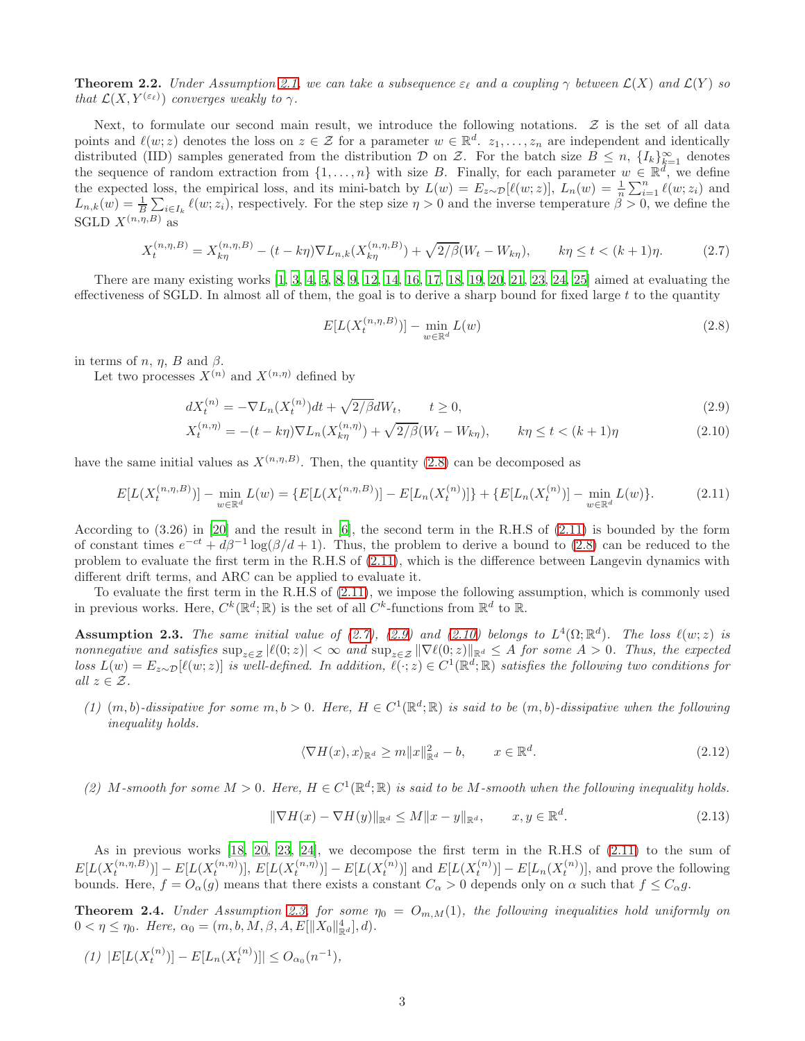**Theorem 2.2.** *Under Assumption 2.1, we can take a subsequence $\varepsilon_\ell$ and a coupling $\gamma$ between $\mathcal{L}(X)$ and $\mathcal{L}(Y)$ so that $\mathcal{L}(X, Y^{(\varepsilon_\ell)})$ converges weakly to $\gamma$.*

Next, to formulate our second main result, we introduce the following notations. $\mathcal{Z}$ is the set of all data points and $\ell(w; z)$ denotes the loss on $z \in \mathcal{Z}$ for a parameter $w \in \mathbb{R}^d$. $z_1, \ldots, z_n$ are independent and identically distributed (IID) samples generated from the distribution $\mathcal{D}$ on $\mathcal{Z}$. For the batch size $B \leq n$, $\{I_k\}_{k=1}^\infty$ denotes the sequence of random extraction from $\{1, \ldots, n\}$ with size $B$. Finally, for each parameter $w \in \mathbb{R}^d$, we define the expected loss, the empirical loss, and its mini-batch by $L(w) = E_{z \sim \mathcal{D}}[\ell(w; z)]$, $L_n(w) = \frac{1}{n}\sum_{i=1}^n \ell(w; z_i)$ and $L_{n,k}(w) = \frac{1}{B}\sum_{i \in I_k} \ell(w; z_i)$, respectively. For the step size $\eta > 0$ and the inverse temperature $\beta > 0$, we define the SGLD $X^{(n,\eta,B)}$ as

$$X_t^{(n,\eta,B)} = X_{k\eta}^{(n,\eta,B)} - (t - k\eta)\nabla L_{n,k}(X_{k\eta}^{(n,\eta,B)}) + \sqrt{2/\beta}(W_t - W_{k\eta}), \qquad k\eta \leq t < (k+1)\eta. \tag{2.7}$$

There are many existing works [1, 3, 4, 5, 8, 9, 12, 14, 16, 17, 18, 19, 20, 21, 23, 24, 25] aimed at evaluating the effectiveness of SGLD. In almost all of them, the goal is to derive a sharp bound for fixed large $t$ to the quantity

$$E[L(X_t^{(n,\eta,B)})] - \min_{w \in \mathbb{R}^d} L(w) \tag{2.8}$$

in terms of $n$, $\eta$, $B$ and $\beta$.

Let two processes $X^{(n)}$ and $X^{(n,\eta)}$ defined by

$$dX_t^{(n)} = -\nabla L_n(X_t^{(n)})dt + \sqrt{2/\beta}dW_t, \qquad t \geq 0, \tag{2.9}$$

$$X_t^{(n,\eta)} = -(t - k\eta)\nabla L_n(X_{k\eta}^{(n,\eta)}) + \sqrt{2/\beta}(W_t - W_{k\eta}), \qquad k\eta \leq t < (k+1)\eta \tag{2.10}$$

have the same initial values as $X^{(n,\eta,B)}$. Then, the quantity (2.8) can be decomposed as

$$E[L(X_t^{(n,\eta,B)})] - \min_{w \in \mathbb{R}^d} L(w) = \{E[L(X_t^{(n,\eta,B)})] - E[L_n(X_t^{(n)})]\} + \{E[L_n(X_t^{(n)})] - \min_{w \in \mathbb{R}^d} L(w)\}. \tag{2.11}$$

According to (3.26) in [20] and the result in [6], the second term in the R.H.S of (2.11) is bounded by the form of constant times $e^{-ct} + d\beta^{-1}\log(\beta/d + 1)$. Thus, the problem to derive a bound to (2.8) can be reduced to the problem to evaluate the first term in the R.H.S of (2.11), which is the difference between Langevin dynamics with different drift terms, and ARC can be applied to evaluate it.

To evaluate the first term in the R.H.S of (2.11), we impose the following assumption, which is commonly used in previous works. Here, $C^k(\mathbb{R}^d; \mathbb{R})$ is the set of all $C^k$-functions from $\mathbb{R}^d$ to $\mathbb{R}$.

**Assumption 2.3.** *The same initial value of (2.7), (2.9) and (2.10) belongs to $L^4(\Omega; \mathbb{R}^d)$. The loss $\ell(w; z)$ is nonnegative and satisfies $\sup_{z \in \mathcal{Z}} |\ell(0; z)| < \infty$ and $\sup_{z \in \mathcal{Z}} \|\nabla \ell(0; z)\|_{\mathbb{R}^d} \leq A$ for some $A > 0$. Thus, the expected loss $L(w) = E_{z \sim \mathcal{D}}[\ell(w; z)]$ is well-defined. In addition, $\ell(\cdot; z) \in C^1(\mathbb{R}^d; \mathbb{R})$ satisfies the following two conditions for all $z \in \mathcal{Z}$.*

*(1) $(m, b)$-dissipative for some $m, b > 0$. Here, $H \in C^1(\mathbb{R}^d; \mathbb{R})$ is said to be $(m, b)$-dissipative when the following inequality holds.*

$$\langle \nabla H(x), x \rangle_{\mathbb{R}^d} \geq m\|x\|_{\mathbb{R}^d}^2 - b, \qquad x \in \mathbb{R}^d. \tag{2.12}$$

*(2) $M$-smooth for some $M > 0$. Here, $H \in C^1(\mathbb{R}^d; \mathbb{R})$ is said to be $M$-smooth when the following inequality holds.*

$$\|\nabla H(x) - \nabla H(y)\|_{\mathbb{R}^d} \leq M\|x - y\|_{\mathbb{R}^d}, \qquad x, y \in \mathbb{R}^d. \tag{2.13}$$

As in previous works [18, 20, 23, 24], we decompose the first term in the R.H.S of (2.11) to the sum of $E[L(X_t^{(n,\eta,B)})] - E[L(X_t^{(n,\eta)})]$, $E[L(X_t^{(n,\eta)})] - E[L(X_t^{(n)})]$ and $E[L(X_t^{(n)})] - E[L_n(X_t^{(n)})]$, and prove the following bounds. Here, $f = O_\alpha(g)$ means that there exists a constant $C_\alpha > 0$ depends only on $\alpha$ such that $f \leq C_\alpha g$.

**Theorem 2.4.** *Under Assumption 2.3, for some $\eta_0 = O_{m,M}(1)$, the following inequalities hold uniformly on $0 < \eta \leq \eta_0$. Here, $\alpha_0 = (m, b, M, \beta, A, E[\|X_0\|_{\mathbb{R}^d}^4], d)$.*

*(1) $|E[L(X_t^{(n)})] - E[L_n(X_t^{(n)})]| \leq O_{\alpha_0}(n^{-1})$,*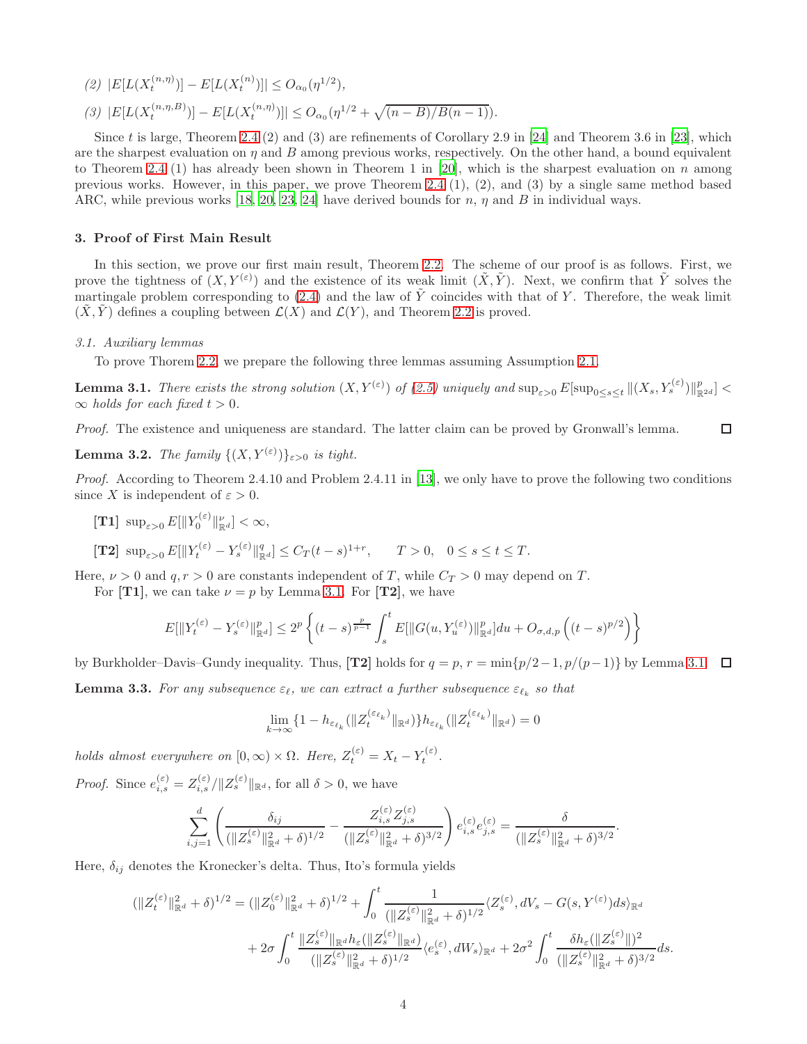*(2)* $|E[L(X_t^{(n,\eta)})] - E[L(X_t^{(n)})]| \leq O_{\alpha_0}(\eta^{1/2})$,

*(3)* $|E[L(X_t^{(n,\eta,B)})] - E[L(X_t^{(n,\eta)})]| \leq O_{\alpha_0}(\eta^{1/2} + \sqrt{(n-B)/B(n-1)})$.

Since $t$ is large, Theorem 2.4 (2) and (3) are refinements of Corollary 2.9 in [24] and Theorem 3.6 in [23], which are the sharpest evaluation on $\eta$ and $B$ among previous works, respectively. On the other hand, a bound equivalent to Theorem 2.4 (1) has already been shown in Theorem 1 in [20], which is the sharpest evaluation on $n$ among previous works. However, in this paper, we prove Theorem 2.4 (1), (2), and (3) by a single same method based ARC, while previous works [18, 20, 23, 24] have derived bounds for $n$, $\eta$ and $B$ in individual ways.

## 3. Proof of First Main Result

In this section, we prove our first main result, Theorem 2.2. The scheme of our proof is as follows. First, we prove the tightness of $(X, Y^{(\varepsilon)})$ and the existence of its weak limit $(\tilde{X}, \tilde{Y})$. Next, we confirm that $\tilde{Y}$ solves the martingale problem corresponding to (2.4) and the law of $\tilde{Y}$ coincides with that of $Y$. Therefore, the weak limit $(\tilde{X}, \tilde{Y})$ defines a coupling between $\mathcal{L}(X)$ and $\mathcal{L}(Y)$, and Theorem 2.2 is proved.

### *3.1. Auxiliary lemmas*

To prove Thorem 2.2, we prepare the following three lemmas assuming Assumption 2.1.

**Lemma 3.1.** *There exists the strong solution $(X, Y^{(\varepsilon)})$ of (2.5) uniquely and $\sup_{\varepsilon>0} E[\sup_{0\leq s\leq t} \|(X_s, Y_s^{(\varepsilon)})\|_{\mathbb{R}^{2d}}^p] < \infty$ holds for each fixed $t > 0$.*

*Proof.* The existence and uniqueness are standard. The latter claim can be proved by Gronwall's lemma. □

**Lemma 3.2.** *The family $\{(X, Y^{(\varepsilon)})\}_{\varepsilon>0}$ is tight.*

*Proof.* According to Theorem 2.4.10 and Problem 2.4.11 in [13], we only have to prove the following two conditions since $X$ is independent of $\varepsilon > 0$.

**[T1]** $\sup_{\varepsilon>0} E[\|Y_0^{(\varepsilon)}\|_{\mathbb{R}^d}^{\nu}] < \infty$,

**[T2]** $\sup_{\varepsilon>0} E[\|Y_t^{(\varepsilon)} - Y_s^{(\varepsilon)}\|_{\mathbb{R}^d}^{q}] \leq C_T(t-s)^{1+r}, \qquad T > 0, \quad 0 \leq s \leq t \leq T.$

Here, $\nu > 0$ and $q, r > 0$ are constants independent of $T$, while $C_T > 0$ may depend on $T$.

For **[T1]**, we can take $\nu = p$ by Lemma 3.1. For **[T2]**, we have

$$E[\|Y_t^{(\varepsilon)} - Y_s^{(\varepsilon)}\|_{\mathbb{R}^d}^{p}] \leq 2^p \left\{ (t-s)^{\frac{p}{p-1}} \int_s^t E[\|G(u, Y_u^{(\varepsilon)})\|_{\mathbb{R}^d}^p] du + O_{\sigma,d,p}\left((t-s)^{p/2}\right) \right\}$$

by Burkholder–Davis–Gundy inequality. Thus, **[T2]** holds for $q = p$, $r = \min\{p/2 - 1, p/(p-1)\}$ by Lemma 3.1. □

**Lemma 3.3.** *For any subsequence $\varepsilon_\ell$, we can extract a further subsequence $\varepsilon_{\ell_k}$ so that*

$$\lim_{k\to\infty} \{1 - h_{\varepsilon_{\ell_k}}(\|Z_t^{(\varepsilon_{\ell_k})}\|_{\mathbb{R}^d})\} h_{\varepsilon_{\ell_k}}(\|Z_t^{(\varepsilon_{\ell_k})}\|_{\mathbb{R}^d}) = 0$$

*holds almost everywhere on $[0, \infty) \times \Omega$. Here, $Z_t^{(\varepsilon)} = X_t - Y_t^{(\varepsilon)}$.*

*Proof.* Since $e_{i,s}^{(\varepsilon)} = Z_{i,s}^{(\varepsilon)}/\|Z_s^{(\varepsilon)}\|_{\mathbb{R}^d}$, for all $\delta > 0$, we have

$$\sum_{i,j=1}^{d} \left( \frac{\delta_{ij}}{(\|Z_s^{(\varepsilon)}\|_{\mathbb{R}^d}^2 + \delta)^{1/2}} - \frac{Z_{i,s}^{(\varepsilon)} Z_{j,s}^{(\varepsilon)}}{(\|Z_s^{(\varepsilon)}\|_{\mathbb{R}^d}^2 + \delta)^{3/2}} \right) e_{i,s}^{(\varepsilon)} e_{j,s}^{(\varepsilon)} = \frac{\delta}{(\|Z_s^{(\varepsilon)}\|_{\mathbb{R}^d}^2 + \delta)^{3/2}}.$$

Here, $\delta_{ij}$ denotes the Kronecker's delta. Thus, Ito's formula yields

$$\begin{aligned}
(\|Z_t^{(\varepsilon)}\|_{\mathbb{R}^d}^2 + \delta)^{1/2} = (\|Z_0^{(\varepsilon)}\|_{\mathbb{R}^d}^2 + \delta)^{1/2} &+ \int_0^t \frac{1}{(\|Z_s^{(\varepsilon)}\|_{\mathbb{R}^d}^2 + \delta)^{1/2}} \langle Z_s^{(\varepsilon)}, dV_s - G(s, Y^{(\varepsilon)})ds \rangle_{\mathbb{R}^d} \\
&+ 2\sigma \int_0^t \frac{\|Z_s^{(\varepsilon)}\|_{\mathbb{R}^d} h_\varepsilon(\|Z_s^{(\varepsilon)}\|_{\mathbb{R}^d})}{(\|Z_s^{(\varepsilon)}\|_{\mathbb{R}^d}^2 + \delta)^{1/2}} \langle e_s^{(\varepsilon)}, dW_s \rangle_{\mathbb{R}^d} + 2\sigma^2 \int_0^t \frac{\delta h_\varepsilon(\|Z_s^{(\varepsilon)}\|)^2}{(\|Z_s^{(\varepsilon)}\|_{\mathbb{R}^d}^2 + \delta)^{3/2}} ds.
\end{aligned}$$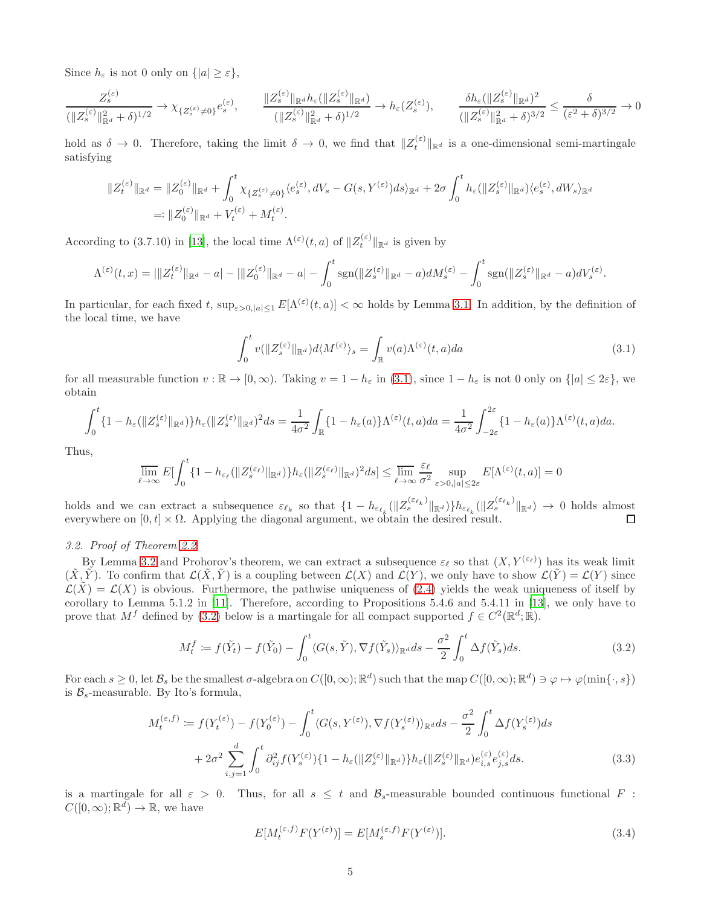Since $h_\varepsilon$ is not 0 only on $\{|a| \geq \varepsilon\}$,

$$\frac{Z_s^{(\varepsilon)}}{(\|Z_s^{(\varepsilon)}\|_{\mathbb{R}^d}^2 + \delta)^{1/2}} \to \chi_{\{Z_s^{(\varepsilon)} \neq 0\}} e_s^{(\varepsilon)}, \qquad \frac{\|Z_s^{(\varepsilon)}\|_{\mathbb{R}^d} h_\varepsilon(\|Z_s^{(\varepsilon)}\|_{\mathbb{R}^d})}{(\|Z_s^{(\varepsilon)}\|_{\mathbb{R}^d}^2 + \delta)^{1/2}} \to h_\varepsilon(Z_s^{(\varepsilon)}), \qquad \frac{\delta h_\varepsilon(\|Z_s^{(\varepsilon)}\|_{\mathbb{R}^d})^2}{(\|Z_s^{(\varepsilon)}\|_{\mathbb{R}^d}^2 + \delta)^{3/2}} \leq \frac{\delta}{(\varepsilon^2 + \delta)^{3/2}} \to 0$$

hold as $\delta \to 0$. Therefore, taking the limit $\delta \to 0$, we find that $\|Z_t^{(\varepsilon)}\|_{\mathbb{R}^d}$ is a one-dimensional semi-martingale satisfying

$$\begin{aligned}
\|Z_t^{(\varepsilon)}\|_{\mathbb{R}^d} &= \|Z_0^{(\varepsilon)}\|_{\mathbb{R}^d} + \int_0^t \chi_{\{Z_s^{(\varepsilon)} \neq 0\}} \langle e_s^{(\varepsilon)}, dV_s - G(s, Y^{(\varepsilon)}) ds \rangle_{\mathbb{R}^d} + 2\sigma \int_0^t h_\varepsilon(\|Z_s^{(\varepsilon)}\|_{\mathbb{R}^d}) \langle e_s^{(\varepsilon)}, dW_s \rangle_{\mathbb{R}^d} \\
&=: \|Z_0^{(\varepsilon)}\|_{\mathbb{R}^d} + V_t^{(\varepsilon)} + M_t^{(\varepsilon)}.
\end{aligned}$$

According to (3.7.10) in [13], the local time $\Lambda^{(\varepsilon)}(t,a)$ of $\|Z_t^{(\varepsilon)}\|_{\mathbb{R}^d}$ is given by

$$\Lambda^{(\varepsilon)}(t,x) = |\|Z_t^{(\varepsilon)}\|_{\mathbb{R}^d} - a| - |\|Z_0^{(\varepsilon)}\|_{\mathbb{R}^d} - a| - \int_0^t \operatorname{sgn}(\|Z_s^{(\varepsilon)}\|_{\mathbb{R}^d} - a) dM_s^{(\varepsilon)} - \int_0^t \operatorname{sgn}(\|Z_s^{(\varepsilon)}\|_{\mathbb{R}^d} - a) dV_s^{(\varepsilon)}.$$

In particular, for each fixed $t$, $\sup_{\varepsilon > 0, |a| \leq 1} E[\Lambda^{(\varepsilon)}(t,a)] < \infty$ holds by Lemma 3.1. In addition, by the definition of the local time, we have

$$\int_0^t v(\|Z_s^{(\varepsilon)}\|_{\mathbb{R}^d}) d\langle M^{(\varepsilon)} \rangle_s = \int_{\mathbb{R}} v(a) \Lambda^{(\varepsilon)}(t,a) da \tag{3.1}$$

for all measurable function $v : \mathbb{R} \to [0, \infty)$. Taking $v = 1 - h_\varepsilon$ in (3.1), since $1 - h_\varepsilon$ is not 0 only on $\{|a| \leq 2\varepsilon\}$, we obtain

$$\int_0^t \{1 - h_\varepsilon(\|Z_s^{(\varepsilon)}\|_{\mathbb{R}^d})\} h_\varepsilon(\|Z_s^{(\varepsilon)}\|_{\mathbb{R}^d})^2 ds = \frac{1}{4\sigma^2} \int_{\mathbb{R}} \{1 - h_\varepsilon(a)\} \Lambda^{(\varepsilon)}(t,a) da = \frac{1}{4\sigma^2} \int_{-2\varepsilon}^{2\varepsilon} \{1 - h_\varepsilon(a)\} \Lambda^{(\varepsilon)}(t,a) da.$$

Thus,

$$\varlimsup_{\ell \to \infty} E\left[\int_0^t \{1 - h_{\varepsilon_\ell}(\|Z_s^{(\varepsilon_\ell)}\|_{\mathbb{R}^d})\} h_\varepsilon(\|Z_s^{(\varepsilon_\ell)}\|_{\mathbb{R}^d})^2 ds\right] \leq \varlimsup_{\ell \to \infty} \frac{\varepsilon_\ell}{\sigma^2} \sup_{\varepsilon > 0, |a| \leq 2\varepsilon} E[\Lambda^{(\varepsilon)}(t,a)] = 0$$

holds and we can extract a subsequence $\varepsilon_{\ell_k}$ so that $\{1 - h_{\varepsilon_{\ell_k}}(\|Z_s^{(\varepsilon_{\ell_k})}\|_{\mathbb{R}^d})\} h_{\varepsilon_{\ell_k}}(\|Z_s^{(\varepsilon_{\ell_k})}\|_{\mathbb{R}^d}) \to 0$ holds almost everywhere on $[0,t] \times \Omega$. Applying the diagonal argument, we obtain the desired result. □

*3.2. Proof of Theorem 2.2*

By Lemma 3.2 and Prohorov's theorem, we can extract a subsequence $\varepsilon_\ell$ so that $(X, Y^{(\varepsilon_\ell)})$ has its weak limit $(\tilde{X}, \tilde{Y})$. To confirm that $\mathcal{L}(\tilde{X}, \tilde{Y})$ is a coupling between $\mathcal{L}(X)$ and $\mathcal{L}(Y)$, we only have to show $\mathcal{L}(\tilde{Y}) = \mathcal{L}(Y)$ since $\mathcal{L}(\tilde{X}) = \mathcal{L}(X)$ is obvious. Furthermore, the pathwise uniqueness of (2.4) yields the weak uniqueness of itself by corollary to Lemma 5.1.2 in [11]. Therefore, according to Propositions 5.4.6 and 5.4.11 in [13], we only have to prove that $M^f$ defined by (3.2) below is a martingale for all compact supported $f \in C^2(\mathbb{R}^d; \mathbb{R})$.

$$M_t^f := f(\tilde{Y}_t) - f(\tilde{Y}_0) - \int_0^t \langle G(s, \tilde{Y}), \nabla f(\tilde{Y}_s) \rangle_{\mathbb{R}^d} ds - \frac{\sigma^2}{2} \int_0^t \Delta f(\tilde{Y}_s) ds. \tag{3.2}$$

For each $s \geq 0$, let $\mathcal{B}_s$ be the smallest $\sigma$-algebra on $C([0,\infty); \mathbb{R}^d)$ such that the map $C([0,\infty); \mathbb{R}^d) \ni \varphi \mapsto \varphi(\min\{\cdot, s\})$ is $\mathcal{B}_s$-measurable. By Ito's formula,

$$\begin{aligned}
M_t^{(\varepsilon,f)} := f(Y_t^{(\varepsilon)}) - f(Y_0^{(\varepsilon)}) - \int_0^t \langle G(s, Y^{(\varepsilon)}), \nabla f(Y_s^{(\varepsilon)}) \rangle_{\mathbb{R}^d} ds - \frac{\sigma^2}{2} \int_0^t \Delta f(Y_s^{(\varepsilon)}) ds \\
+ 2\sigma^2 \sum_{i,j=1}^d \int_0^t \partial_{ij}^2 f(Y_s^{(\varepsilon)}) \{1 - h_\varepsilon(\|Z_s^{(\varepsilon)}\|_{\mathbb{R}^d})\} h_\varepsilon(\|Z_s^{(\varepsilon)}\|_{\mathbb{R}^d}) e_{i,s}^{(\varepsilon)} e_{j,s}^{(\varepsilon)} ds.
\end{aligned} \tag{3.3}$$

is a martingale for all $\varepsilon > 0$. Thus, for all $s \leq t$ and $\mathcal{B}_s$-measurable bounded continuous functional $F : C([0,\infty); \mathbb{R}^d) \to \mathbb{R}$, we have

$$E[M_t^{(\varepsilon,f)} F(Y^{(\varepsilon)})] = E[M_s^{(\varepsilon,f)} F(Y^{(\varepsilon)})]. \tag{3.4}$$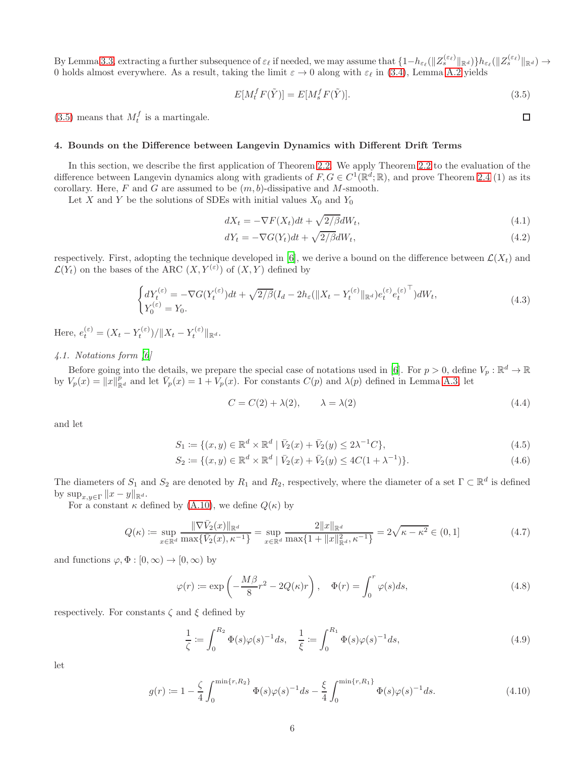By Lemma 3.3, extracting a further subsequence of $\varepsilon_\ell$ if needed, we may assume that $\{1-h_{\varepsilon_\ell}(\|Z_s^{(\varepsilon_\ell)}\|_{\mathbb{R}^d})\}h_{\varepsilon_\ell}(\|Z_s^{(\varepsilon_\ell)}\|_{\mathbb{R}^d}) \to 0$ holds almost everywhere. As a result, taking the limit $\varepsilon \to 0$ along with $\varepsilon_\ell$ in (3.4), Lemma A.2 yields

$$E[M_t^f F(\tilde{Y})] = E[M_s^f F(\tilde{Y})]. \tag{3.5}$$

(3.5) means that $M_t^f$ is a martingale. □

## 4. Bounds on the Difference between Langevin Dynamics with Different Drift Terms

In this section, we describe the first application of Theorem 2.2. We apply Theorem 2.2 to the evaluation of the difference between Langevin dynamics along with gradients of $F, G \in C^1(\mathbb{R}^d; \mathbb{R})$, and prove Theorem 2.4 (1) as its corollary. Here, $F$ and $G$ are assumed to be $(m,b)$-dissipative and $M$-smooth.

Let $X$ and $Y$ be the solutions of SDEs with initial values $X_0$ and $Y_0$

$$dX_t = -\nabla F(X_t)dt + \sqrt{2/\beta}dW_t, \tag{4.1}$$

$$dY_t = -\nabla G(Y_t)dt + \sqrt{2/\beta}dW_t, \tag{4.2}$$

respectively. First, adopting the technique developed in [6], we derive a bound on the difference between $\mathcal{L}(X_t)$ and $\mathcal{L}(Y_t)$ on the bases of the ARC $(X, Y^{(\varepsilon)})$ of $(X, Y)$ defined by

$$\begin{cases} dY_t^{(\varepsilon)} = -\nabla G(Y_t^{(\varepsilon)})dt + \sqrt{2/\beta}(I_d - 2h_\varepsilon(\|X_t - Y_t^{(\varepsilon)}\|_{\mathbb{R}^d})e_t^{(\varepsilon)}{e_t^{(\varepsilon)}}^\top)dW_t, \\ Y_0^{(\varepsilon)} = Y_0. \end{cases} \tag{4.3}$$

Here, $e_t^{(\varepsilon)} = (X_t - Y_t^{(\varepsilon)})/\|X_t - Y_t^{(\varepsilon)}\|_{\mathbb{R}^d}$.

### 4.1. Notations form [6]

Before going into the details, we prepare the special case of notations used in [6]. For $p > 0$, define $V_p : \mathbb{R}^d \to \mathbb{R}$ by $V_p(x) = \|x\|_{\mathbb{R}^d}^p$ and let $\bar{V}_p(x) = 1 + V_p(x)$. For constants $C(p)$ and $\lambda(p)$ defined in Lemma A.3, let

$$C = C(2) + \lambda(2), \qquad \lambda = \lambda(2) \tag{4.4}$$

and let

$$S_1 := \{(x,y) \in \mathbb{R}^d \times \mathbb{R}^d \mid \bar{V}_2(x) + \bar{V}_2(y) \le 2\lambda^{-1}C\}, \tag{4.5}$$

$$S_2 := \{(x,y) \in \mathbb{R}^d \times \mathbb{R}^d \mid \bar{V}_2(x) + \bar{V}_2(y) \le 4C(1+\lambda^{-1})\}. \tag{4.6}$$

The diameters of $S_1$ and $S_2$ are denoted by $R_1$ and $R_2$, respectively, where the diameter of a set $\Gamma \subset \mathbb{R}^d$ is defined by $\sup_{x,y\in\Gamma} \|x-y\|_{\mathbb{R}^d}$.

For a constant $\kappa$ defined by (A.10), we define $Q(\kappa)$ by

$$Q(\kappa) := \sup_{x\in\mathbb{R}^d} \frac{\|\nabla \bar{V}_2(x)\|_{\mathbb{R}^d}}{\max\{\bar{V}_2(x), \kappa^{-1}\}} = \sup_{x\in\mathbb{R}^d} \frac{2\|x\|_{\mathbb{R}^d}}{\max\{1+\|x\|_{\mathbb{R}^d}^2, \kappa^{-1}\}} = 2\sqrt{\kappa-\kappa^2} \in (0,1] \tag{4.7}$$

and functions $\varphi, \Phi : [0,\infty) \to [0,\infty)$ by

$$\varphi(r) := \exp\left(-\frac{M\beta}{8}r^2 - 2Q(\kappa)r\right), \quad \Phi(r) = \int_0^r \varphi(s)ds, \tag{4.8}$$

respectively. For constants $\zeta$ and $\xi$ defined by

$$\frac{1}{\zeta} := \int_0^{R_2} \Phi(s)\varphi(s)^{-1}ds, \quad \frac{1}{\xi} := \int_0^{R_1} \Phi(s)\varphi(s)^{-1}ds, \tag{4.9}$$

let

$$g(r) := 1 - \frac{\zeta}{4}\int_0^{\min\{r,R_2\}} \Phi(s)\varphi(s)^{-1}ds - \frac{\xi}{4}\int_0^{\min\{r,R_1\}} \Phi(s)\varphi(s)^{-1}ds. \tag{4.10}$$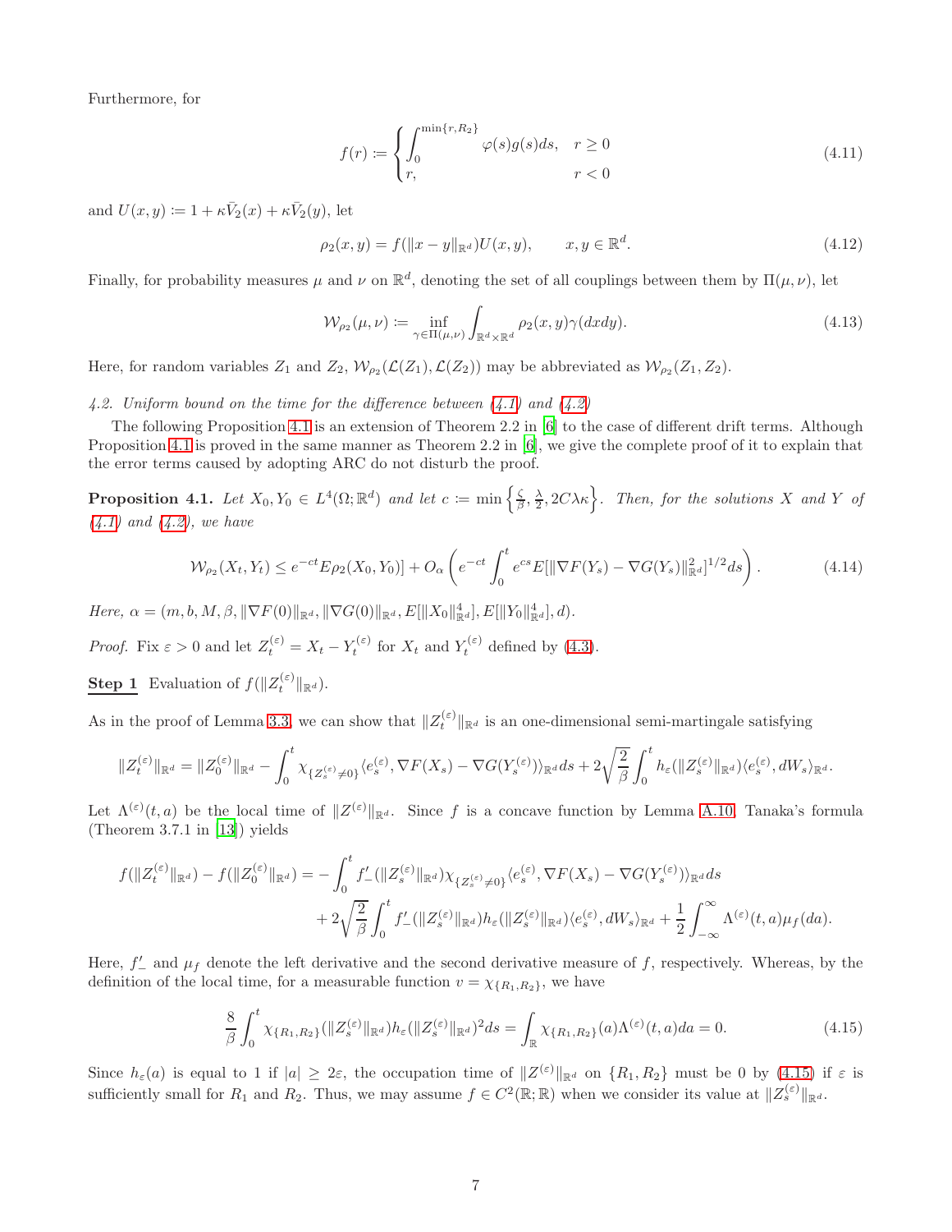Furthermore, for

$$f(r) \coloneqq \begin{cases} \displaystyle\int_0^{\min\{r,R_2\}} \varphi(s)g(s)ds, & r \geq 0 \\ r, & r < 0 \end{cases} \tag{4.11}$$

and $U(x,y) \coloneqq 1 + \kappa\bar{V}_2(x) + \kappa\bar{V}_2(y)$, let

$$\rho_2(x,y) = f(\|x-y\|_{\mathbb{R}^d})U(x,y), \qquad x,y \in \mathbb{R}^d. \tag{4.12}$$

Finally, for probability measures $\mu$ and $\nu$ on $\mathbb{R}^d$, denoting the set of all couplings between them by $\Pi(\mu,\nu)$, let

$$\mathcal{W}_{\rho_2}(\mu,\nu) \coloneqq \inf_{\gamma\in\Pi(\mu,\nu)} \int_{\mathbb{R}^d\times\mathbb{R}^d} \rho_2(x,y)\gamma(dxdy). \tag{4.13}$$

Here, for random variables $Z_1$ and $Z_2$, $\mathcal{W}_{\rho_2}(\mathcal{L}(Z_1),\mathcal{L}(Z_2))$ may be abbreviated as $\mathcal{W}_{\rho_2}(Z_1,Z_2)$.

*4.2. Uniform bound on the time for the difference between (4.1) and (4.2)*

The following Proposition 4.1 is an extension of Theorem 2.2 in [6] to the case of different drift terms. Although Proposition 4.1 is proved in the same manner as Theorem 2.2 in [6], we give the complete proof of it to explain that the error terms caused by adopting ARC do not disturb the proof.

**Proposition 4.1.** *Let $X_0, Y_0 \in L^4(\Omega;\mathbb{R}^d)$ and let $c \coloneqq \min\left\{\frac{\zeta}{\beta}, \frac{\lambda}{2}, 2C\lambda\kappa\right\}$. Then, for the solutions $X$ and $Y$ of (4.1) and (4.2), we have*

$$\mathcal{W}_{\rho_2}(X_t,Y_t) \leq e^{-ct}E\rho_2(X_0,Y_0)] + O_\alpha\left(e^{-ct}\int_0^t e^{cs}E[\|\nabla F(Y_s) - \nabla G(Y_s)\|^2_{\mathbb{R}^d}]^{1/2}ds\right). \tag{4.14}$$

*Here, $\alpha = (m, b, M, \beta, \|\nabla F(0)\|_{\mathbb{R}^d}, \|\nabla G(0)\|_{\mathbb{R}^d}, E[\|X_0\|^4_{\mathbb{R}^d}], E[\|Y_0\|^4_{\mathbb{R}^d}], d)$.*

*Proof.* Fix $\varepsilon > 0$ and let $Z_t^{(\varepsilon)} = X_t - Y_t^{(\varepsilon)}$ for $X_t$ and $Y_t^{(\varepsilon)}$ defined by (4.3).

**Step 1** Evaluation of $f(\|Z_t^{(\varepsilon)}\|_{\mathbb{R}^d})$.

As in the proof of Lemma 3.3, we can show that $\|Z_t^{(\varepsilon)}\|_{\mathbb{R}^d}$ is an one-dimensional semi-martingale satisfying

$$\|Z_t^{(\varepsilon)}\|_{\mathbb{R}^d} = \|Z_0^{(\varepsilon)}\|_{\mathbb{R}^d} - \int_0^t \chi_{\{Z_s^{(\varepsilon)}\neq 0\}}\langle e_s^{(\varepsilon)}, \nabla F(X_s) - \nabla G(Y_s^{(\varepsilon)})\rangle_{\mathbb{R}^d} ds + 2\sqrt{\frac{2}{\beta}}\int_0^t h_\varepsilon(\|Z_s^{(\varepsilon)}\|_{\mathbb{R}^d})\langle e_s^{(\varepsilon)}, dW_s\rangle_{\mathbb{R}^d}.$$

Let $\Lambda^{(\varepsilon)}(t,a)$ be the local time of $\|Z^{(\varepsilon)}\|_{\mathbb{R}^d}$. Since $f$ is a concave function by Lemma A.10, Tanaka's formula (Theorem 3.7.1 in [13]) yields

$$\begin{aligned} f(\|Z_t^{(\varepsilon)}\|_{\mathbb{R}^d}) - f(\|Z_0^{(\varepsilon)}\|_{\mathbb{R}^d}) = &-\int_0^t f'_-(\|Z_s^{(\varepsilon)}\|_{\mathbb{R}^d})\chi_{\{Z_s^{(\varepsilon)}\neq 0\}}\langle e_s^{(\varepsilon)}, \nabla F(X_s) - \nabla G(Y_s^{(\varepsilon)})\rangle_{\mathbb{R}^d} ds \\ &+ 2\sqrt{\frac{2}{\beta}}\int_0^t f'_-(\|Z_s^{(\varepsilon)}\|_{\mathbb{R}^d})h_\varepsilon(\|Z_s^{(\varepsilon)}\|_{\mathbb{R}^d})\langle e_s^{(\varepsilon)}, dW_s\rangle_{\mathbb{R}^d} + \frac{1}{2}\int_{-\infty}^{\infty}\Lambda^{(\varepsilon)}(t,a)\mu_f(da). \end{aligned}$$

Here, $f'_-$ and $\mu_f$ denote the left derivative and the second derivative measure of $f$, respectively. Whereas, by the definition of the local time, for a measurable function $v = \chi_{\{R_1,R_2\}}$, we have

$$\frac{8}{\beta}\int_0^t \chi_{\{R_1,R_2\}}(\|Z_s^{(\varepsilon)}\|_{\mathbb{R}^d})h_\varepsilon(\|Z_s^{(\varepsilon)}\|_{\mathbb{R}^d})^2 ds = \int_{\mathbb{R}} \chi_{\{R_1,R_2\}}(a)\Lambda^{(\varepsilon)}(t,a)da = 0. \tag{4.15}$$

Since $h_\varepsilon(a)$ is equal to 1 if $|a| \geq 2\varepsilon$, the occupation time of $\|Z^{(\varepsilon)}\|_{\mathbb{R}^d}$ on $\{R_1,R_2\}$ must be 0 by (4.15) if $\varepsilon$ is sufficiently small for $R_1$ and $R_2$. Thus, we may assume $f \in C^2(\mathbb{R};\mathbb{R})$ when we consider its value at $\|Z_s^{(\varepsilon)}\|_{\mathbb{R}^d}$.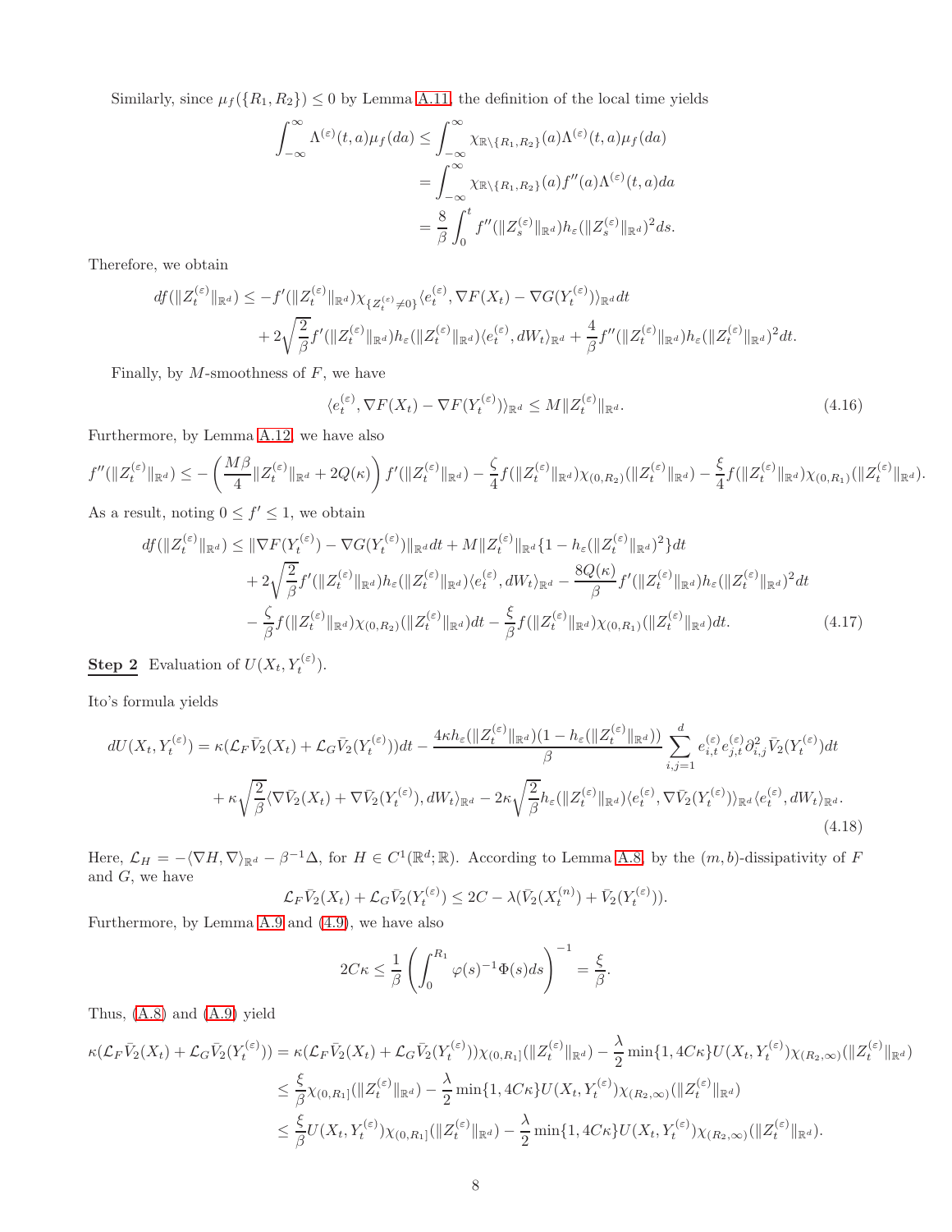Similarly, since $\mu_f(\{R_1, R_2\}) \leq 0$ by Lemma A.11, the definition of the local time yields

$$\begin{aligned}
\int_{-\infty}^{\infty} \Lambda^{(\varepsilon)}(t,a)\mu_f(da) &\leq \int_{-\infty}^{\infty} \chi_{\mathbb{R}\setminus\{R_1,R_2\}}(a)\Lambda^{(\varepsilon)}(t,a)\mu_f(da)\\
&= \int_{-\infty}^{\infty} \chi_{\mathbb{R}\setminus\{R_1,R_2\}}(a) f''(a)\Lambda^{(\varepsilon)}(t,a)da\\
&= \frac{8}{\beta}\int_0^t f''(\|Z_s^{(\varepsilon)}\|_{\mathbb{R}^d}) h_\varepsilon(\|Z_s^{(\varepsilon)}\|_{\mathbb{R}^d})^2 ds.
\end{aligned}$$

Therefore, we obtain

$$\begin{aligned}
df(\|Z_t^{(\varepsilon)}\|_{\mathbb{R}^d}) \leq& -f'(\|Z_t^{(\varepsilon)}\|_{\mathbb{R}^d})\chi_{\{Z_t^{(\varepsilon)}\neq 0\}}\langle e_t^{(\varepsilon)}, \nabla F(X_t) - \nabla G(Y_t^{(\varepsilon)})\rangle_{\mathbb{R}^d} dt\\
&+ 2\sqrt{\frac{2}{\beta}} f'(\|Z_t^{(\varepsilon)}\|_{\mathbb{R}^d}) h_\varepsilon(\|Z_t^{(\varepsilon)}\|_{\mathbb{R}^d})\langle e_t^{(\varepsilon)}, dW_t\rangle_{\mathbb{R}^d} + \frac{4}{\beta} f''(\|Z_t^{(\varepsilon)}\|_{\mathbb{R}^d}) h_\varepsilon(\|Z_t^{(\varepsilon)}\|_{\mathbb{R}^d})^2 dt.
\end{aligned}$$

Finally, by $M$-smoothness of $F$, we have

$$\langle e_t^{(\varepsilon)}, \nabla F(X_t) - \nabla F(Y_t^{(\varepsilon)})\rangle_{\mathbb{R}^d} \leq M\|Z_t^{(\varepsilon)}\|_{\mathbb{R}^d}. \tag{4.16}$$

Furthermore, by Lemma A.12, we have also

$$f''(\|Z_t^{(\varepsilon)}\|_{\mathbb{R}^d}) \leq -\left(\frac{M\beta}{4}\|Z_t^{(\varepsilon)}\|_{\mathbb{R}^d} + 2Q(\kappa)\right) f'(\|Z_t^{(\varepsilon)}\|_{\mathbb{R}^d}) - \frac{\zeta}{4} f(\|Z_t^{(\varepsilon)}\|_{\mathbb{R}^d})\chi_{(0,R_2)}(\|Z_t^{(\varepsilon)}\|_{\mathbb{R}^d}) - \frac{\xi}{4} f(\|Z_t^{(\varepsilon)}\|_{\mathbb{R}^d})\chi_{(0,R_1)}(\|Z_t^{(\varepsilon)}\|_{\mathbb{R}^d}).$$

As a result, noting $0 \leq f' \leq 1$, we obtain

$$\begin{aligned}
df(\|Z_t^{(\varepsilon)}\|_{\mathbb{R}^d}) \leq& \|\nabla F(Y_t^{(\varepsilon)}) - \nabla G(Y_t^{(\varepsilon)})\|_{\mathbb{R}^d} dt + M\|Z_t^{(\varepsilon)}\|_{\mathbb{R}^d}\{1 - h_\varepsilon(\|Z_t^{(\varepsilon)}\|_{\mathbb{R}^d})^2\} dt\\
&+ 2\sqrt{\frac{2}{\beta}} f'(\|Z_t^{(\varepsilon)}\|_{\mathbb{R}^d}) h_\varepsilon(\|Z_t^{(\varepsilon)}\|_{\mathbb{R}^d})\langle e_t^{(\varepsilon)}, dW_t\rangle_{\mathbb{R}^d} - \frac{8Q(\kappa)}{\beta} f'(\|Z_t^{(\varepsilon)}\|_{\mathbb{R}^d}) h_\varepsilon(\|Z_t^{(\varepsilon)}\|_{\mathbb{R}^d})^2 dt\\
&- \frac{\zeta}{\beta} f(\|Z_t^{(\varepsilon)}\|_{\mathbb{R}^d})\chi_{(0,R_2)}(\|Z_t^{(\varepsilon)}\|_{\mathbb{R}^d}) dt - \frac{\xi}{\beta} f(\|Z_t^{(\varepsilon)}\|_{\mathbb{R}^d})\chi_{(0,R_1)}(\|Z_t^{(\varepsilon)}\|_{\mathbb{R}^d}) dt.
\end{aligned} \tag{4.17}$$

**Step 2** Evaluation of $U(X_t, Y_t^{(\varepsilon)})$.

Ito's formula yields

$$\begin{aligned}
dU(X_t, Y_t^{(\varepsilon)}) =& \kappa(\mathcal{L}_F \bar{V}_2(X_t) + \mathcal{L}_G \bar{V}_2(Y_t^{(\varepsilon)})) dt - \frac{4\kappa h_\varepsilon(\|Z_t^{(\varepsilon)}\|_{\mathbb{R}^d})(1 - h_\varepsilon(\|Z_t^{(\varepsilon)}\|_{\mathbb{R}^d}))}{\beta}\sum_{i,j=1}^d e_{i,t}^{(\varepsilon)} e_{j,t}^{(\varepsilon)}\partial_{i,j}^2 \bar{V}_2(Y_t^{(\varepsilon)}) dt\\
&+ \kappa\sqrt{\frac{2}{\beta}}\langle\nabla\bar{V}_2(X_t) + \nabla\bar{V}_2(Y_t^{(\varepsilon)}), dW_t\rangle_{\mathbb{R}^d} - 2\kappa\sqrt{\frac{2}{\beta}} h_\varepsilon(\|Z_t^{(\varepsilon)}\|_{\mathbb{R}^d})\langle e_t^{(\varepsilon)}, \nabla\bar{V}_2(Y_t^{(\varepsilon)})\rangle_{\mathbb{R}^d}\langle e_t^{(\varepsilon)}, dW_t\rangle_{\mathbb{R}^d}.
\end{aligned} \tag{4.18}$$

Here, $\mathcal{L}_H = -\langle\nabla H, \nabla\rangle_{\mathbb{R}^d} - \beta^{-1}\Delta$, for $H \in C^1(\mathbb{R}^d; \mathbb{R})$. According to Lemma A.8, by the $(m, b)$-dissipativity of $F$ and $G$, we have

$$\mathcal{L}_F \bar{V}_2(X_t) + \mathcal{L}_G \bar{V}_2(Y_t^{(\varepsilon)}) \leq 2C - \lambda(\bar{V}_2(X_t^{(n)}) + \bar{V}_2(Y_t^{(\varepsilon)})).$$

Furthermore, by Lemma A.9 and (4.9), we have also

$$2C\kappa \leq \frac{1}{\beta}\left(\int_0^{R_1}\varphi(s)^{-1}\Phi(s)ds\right)^{-1} = \frac{\xi}{\beta}.$$

Thus, (A.8) and (A.9) yield

$$\begin{aligned}
\kappa(\mathcal{L}_F \bar{V}_2(X_t) + \mathcal{L}_G \bar{V}_2(Y_t^{(\varepsilon)})) &= \kappa(\mathcal{L}_F \bar{V}_2(X_t) + \mathcal{L}_G \bar{V}_2(Y_t^{(\varepsilon)}))\chi_{(0,R_1]}(\|Z_t^{(\varepsilon)}\|_{\mathbb{R}^d}) - \frac{\lambda}{2}\min\{1, 4C\kappa\} U(X_t, Y_t^{(\varepsilon)})\chi_{(R_2,\infty)}(\|Z_t^{(\varepsilon)}\|_{\mathbb{R}^d})\\
&\leq \frac{\xi}{\beta}\chi_{(0,R_1]}(\|Z_t^{(\varepsilon)}\|_{\mathbb{R}^d}) - \frac{\lambda}{2}\min\{1, 4C\kappa\} U(X_t, Y_t^{(\varepsilon)})\chi_{(R_2,\infty)}(\|Z_t^{(\varepsilon)}\|_{\mathbb{R}^d})\\
&\leq \frac{\xi}{\beta} U(X_t, Y_t^{(\varepsilon)})\chi_{(0,R_1]}(\|Z_t^{(\varepsilon)}\|_{\mathbb{R}^d}) - \frac{\lambda}{2}\min\{1, 4C\kappa\} U(X_t, Y_t^{(\varepsilon)})\chi_{(R_2,\infty)}(\|Z_t^{(\varepsilon)}\|_{\mathbb{R}^d}).
\end{aligned}$$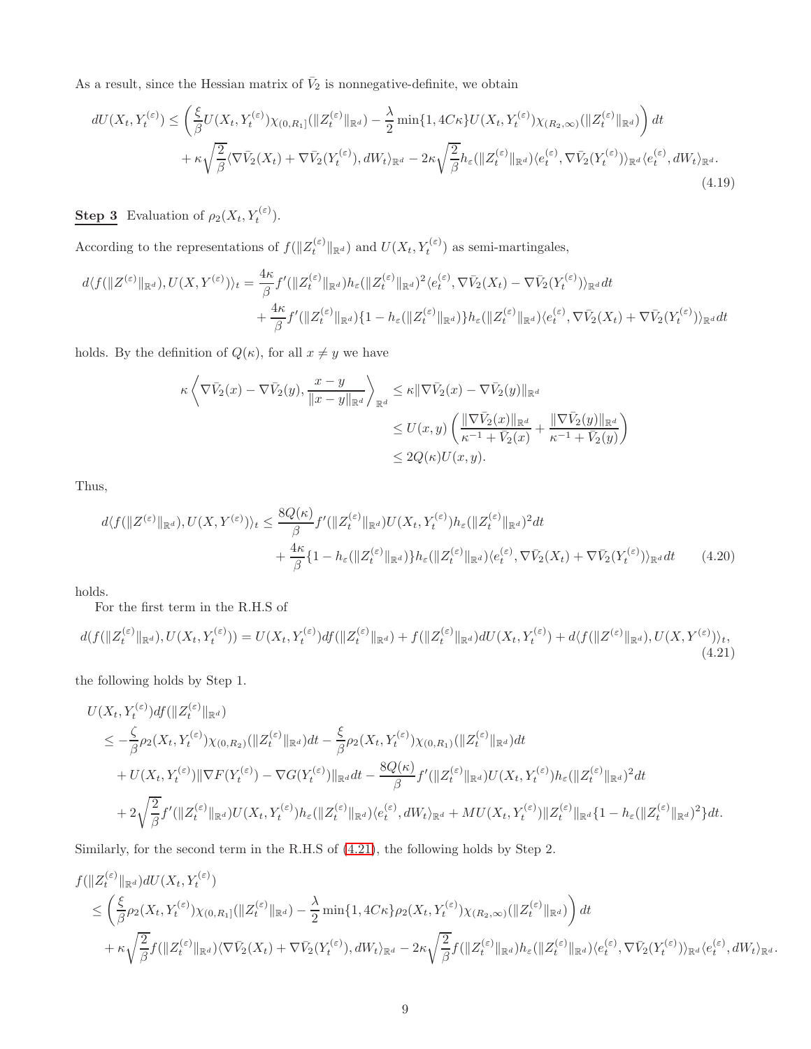As a result, since the Hessian matrix of $\bar{V}_2$ is nonnegative-definite, we obtain

$$
\begin{aligned}
dU(X_t, Y_t^{(\varepsilon)}) \leq & \left( \frac{\xi}{\beta} U(X_t, Y_t^{(\varepsilon)}) \chi_{(0,R_1]}(\|Z_t^{(\varepsilon)}\|_{\mathbb{R}^d}) - \frac{\lambda}{2} \min\{1, 4C\kappa\} U(X_t, Y_t^{(\varepsilon)}) \chi_{(R_2,\infty)}(\|Z_t^{(\varepsilon)}\|_{\mathbb{R}^d}) \right) dt \\
& + \kappa \sqrt{\frac{2}{\beta}} \langle \nabla \bar{V}_2(X_t) + \nabla \bar{V}_2(Y_t^{(\varepsilon)}), dW_t \rangle_{\mathbb{R}^d} - 2\kappa \sqrt{\frac{2}{\beta}} h_\varepsilon(\|Z_t^{(\varepsilon)}\|_{\mathbb{R}^d}) \langle e_t^{(\varepsilon)}, \nabla \bar{V}_2(Y_t^{(\varepsilon)}) \rangle_{\mathbb{R}^d} \langle e_t^{(\varepsilon)}, dW_t \rangle_{\mathbb{R}^d}.
\end{aligned}
\tag{4.19}
$$

**Step 3** Evaluation of $\rho_2(X_t, Y_t^{(\varepsilon)})$.

According to the representations of $f(\|Z_t^{(\varepsilon)}\|_{\mathbb{R}^d})$ and $U(X_t, Y_t^{(\varepsilon)})$ as semi-martingales,

$$
\begin{aligned}
d\langle f(\|Z^{(\varepsilon)}\|_{\mathbb{R}^d}), U(X, Y^{(\varepsilon)}) \rangle_t = & \frac{4\kappa}{\beta} f'(\|Z_t^{(\varepsilon)}\|_{\mathbb{R}^d}) h_\varepsilon(\|Z_t^{(\varepsilon)}\|_{\mathbb{R}^d})^2 \langle e_t^{(\varepsilon)}, \nabla \bar{V}_2(X_t) - \nabla \bar{V}_2(Y_t^{(\varepsilon)}) \rangle_{\mathbb{R}^d} dt \\
& + \frac{4\kappa}{\beta} f'(\|Z_t^{(\varepsilon)}\|_{\mathbb{R}^d}) \{1 - h_\varepsilon(\|Z_t^{(\varepsilon)}\|_{\mathbb{R}^d})\} h_\varepsilon(\|Z_t^{(\varepsilon)}\|_{\mathbb{R}^d}) \langle e_t^{(\varepsilon)}, \nabla \bar{V}_2(X_t) + \nabla \bar{V}_2(Y_t^{(\varepsilon)}) \rangle_{\mathbb{R}^d} dt
\end{aligned}
$$

holds. By the definition of $Q(\kappa)$, for all $x \neq y$ we have

$$
\begin{aligned}
\kappa \left\langle \nabla \bar{V}_2(x) - \nabla \bar{V}_2(y), \frac{x-y}{\|x-y\|_{\mathbb{R}^d}} \right\rangle_{\mathbb{R}^d} & \leq \kappa \|\nabla \bar{V}_2(x) - \nabla \bar{V}_2(y)\|_{\mathbb{R}^d} \\
& \leq U(x,y) \left( \frac{\|\nabla \bar{V}_2(x)\|_{\mathbb{R}^d}}{\kappa^{-1} + \bar{V}_2(x)} + \frac{\|\nabla \bar{V}_2(y)\|_{\mathbb{R}^d}}{\kappa^{-1} + \bar{V}_2(y)} \right) \\
& \leq 2Q(\kappa) U(x,y).
\end{aligned}
$$

Thus,

$$
\begin{aligned}
d\langle f(\|Z^{(\varepsilon)}\|_{\mathbb{R}^d}), U(X, Y^{(\varepsilon)}) \rangle_t \leq & \frac{8Q(\kappa)}{\beta} f'(\|Z_t^{(\varepsilon)}\|_{\mathbb{R}^d}) U(X_t, Y_t^{(\varepsilon)}) h_\varepsilon(\|Z_t^{(\varepsilon)}\|_{\mathbb{R}^d})^2 dt \\
& + \frac{4\kappa}{\beta} \{1 - h_\varepsilon(\|Z_t^{(\varepsilon)}\|_{\mathbb{R}^d})\} h_\varepsilon(\|Z_t^{(\varepsilon)}\|_{\mathbb{R}^d}) \langle e_t^{(\varepsilon)}, \nabla \bar{V}_2(X_t) + \nabla \bar{V}_2(Y_t^{(\varepsilon)}) \rangle_{\mathbb{R}^d} dt
\end{aligned}
\tag{4.20}
$$

holds.

For the first term in the R.H.S of

$$
d(f(\|Z_t^{(\varepsilon)}\|_{\mathbb{R}^d}), U(X_t, Y_t^{(\varepsilon)})) = U(X_t, Y_t^{(\varepsilon)}) df(\|Z_t^{(\varepsilon)}\|_{\mathbb{R}^d}) + f(\|Z_t^{(\varepsilon)}\|_{\mathbb{R}^d}) dU(X_t, Y_t^{(\varepsilon)}) + d\langle f(\|Z^{(\varepsilon)}\|_{\mathbb{R}^d}), U(X, Y^{(\varepsilon)}) \rangle_t,
\tag{4.21}
$$

the following holds by Step 1.

$$
\begin{aligned}
& U(X_t, Y_t^{(\varepsilon)}) df(\|Z_t^{(\varepsilon)}\|_{\mathbb{R}^d}) \\
& \leq -\frac{\zeta}{\beta} \rho_2(X_t, Y_t^{(\varepsilon)}) \chi_{(0,R_2)}(\|Z_t^{(\varepsilon)}\|_{\mathbb{R}^d}) dt - \frac{\xi}{\beta} \rho_2(X_t, Y_t^{(\varepsilon)}) \chi_{(0,R_1)}(\|Z_t^{(\varepsilon)}\|_{\mathbb{R}^d}) dt \\
& \quad + U(X_t, Y_t^{(\varepsilon)}) \|\nabla F(Y_t^{(\varepsilon)}) - \nabla G(Y_t^{(\varepsilon)})\|_{\mathbb{R}^d} dt - \frac{8Q(\kappa)}{\beta} f'(\|Z_t^{(\varepsilon)}\|_{\mathbb{R}^d}) U(X_t, Y_t^{(\varepsilon)}) h_\varepsilon(\|Z_t^{(\varepsilon)}\|_{\mathbb{R}^d})^2 dt \\
& \quad + 2\sqrt{\frac{2}{\beta}} f'(\|Z_t^{(\varepsilon)}\|_{\mathbb{R}^d}) U(X_t, Y_t^{(\varepsilon)}) h_\varepsilon(\|Z_t^{(\varepsilon)}\|_{\mathbb{R}^d}) \langle e_t^{(\varepsilon)}, dW_t \rangle_{\mathbb{R}^d} + MU(X_t, Y_t^{(\varepsilon)}) \|Z_t^{(\varepsilon)}\|_{\mathbb{R}^d} \{1 - h_\varepsilon(\|Z_t^{(\varepsilon)}\|_{\mathbb{R}^d})^2\} dt.
\end{aligned}
$$

Similarly, for the second term in the R.H.S of (4.21), the following holds by Step 2.

$$
\begin{aligned}
& f(\|Z_t^{(\varepsilon)}\|_{\mathbb{R}^d}) dU(X_t, Y_t^{(\varepsilon)}) \\
& \leq \left( \frac{\xi}{\beta} \rho_2(X_t, Y_t^{(\varepsilon)}) \chi_{(0,R_1]}(\|Z_t^{(\varepsilon)}\|_{\mathbb{R}^d}) - \frac{\lambda}{2} \min\{1, 4C\kappa\} \rho_2(X_t, Y_t^{(\varepsilon)}) \chi_{(R_2,\infty)}(\|Z_t^{(\varepsilon)}\|_{\mathbb{R}^d}) \right) dt \\
& \quad + \kappa \sqrt{\frac{2}{\beta}} f(\|Z_t^{(\varepsilon)}\|_{\mathbb{R}^d}) \langle \nabla \bar{V}_2(X_t) + \nabla \bar{V}_2(Y_t^{(\varepsilon)}), dW_t \rangle_{\mathbb{R}^d} - 2\kappa \sqrt{\frac{2}{\beta}} f(\|Z_t^{(\varepsilon)}\|_{\mathbb{R}^d}) h_\varepsilon(\|Z_t^{(\varepsilon)}\|_{\mathbb{R}^d}) \langle e_t^{(\varepsilon)}, \nabla \bar{V}_2(Y_t^{(\varepsilon)}) \rangle_{\mathbb{R}^d} \langle e_t^{(\varepsilon)}, dW_t \rangle_{\mathbb{R}^d}.
\end{aligned}
$$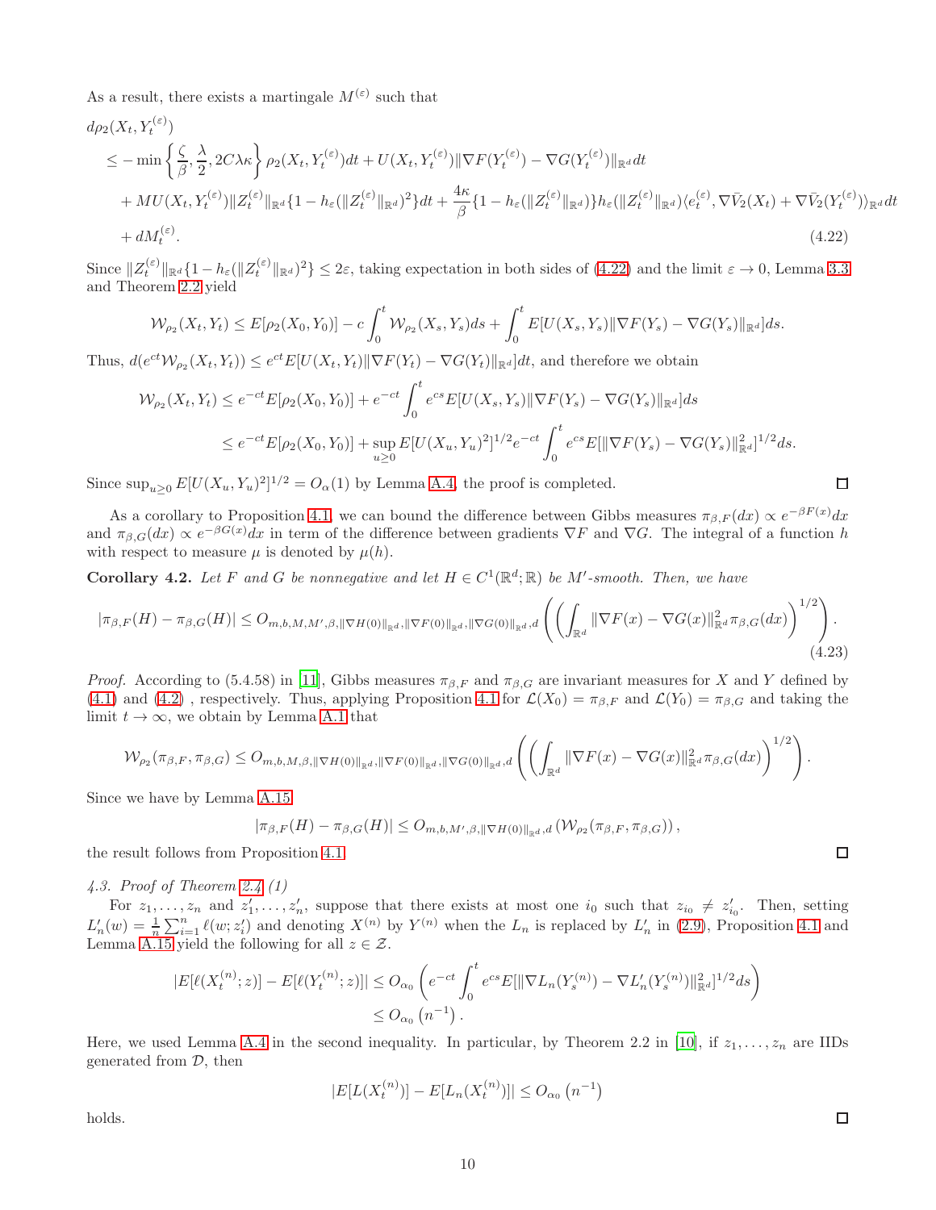As a result, there exists a martingale $M^{(\varepsilon)}$ such that

$$
\begin{aligned}
&d\rho_2(X_t, Y_t^{(\varepsilon)}) \\
&\leq -\min\left\{\frac{\zeta}{\beta}, \frac{\lambda}{2}, 2C\lambda\kappa\right\}\rho_2(X_t, Y_t^{(\varepsilon)})dt + U(X_t, Y_t^{(\varepsilon)})\|\nabla F(Y_t^{(\varepsilon)}) - \nabla G(Y_t^{(\varepsilon)})\|_{\mathbb{R}^d}dt \\
&\quad + MU(X_t, Y_t^{(\varepsilon)})\|Z_t^{(\varepsilon)}\|_{\mathbb{R}^d}\{1 - h_\varepsilon(\|Z_t^{(\varepsilon)}\|_{\mathbb{R}^d})^2\}dt + \frac{4\kappa}{\beta}\{1 - h_\varepsilon(\|Z_t^{(\varepsilon)}\|_{\mathbb{R}^d})\}h_\varepsilon(\|Z_t^{(\varepsilon)}\|_{\mathbb{R}^d})\langle e_t^{(\varepsilon)}, \nabla\bar{V}_2(X_t) + \nabla\bar{V}_2(Y_t^{(\varepsilon)})\rangle_{\mathbb{R}^d}dt \\
&\quad + dM_t^{(\varepsilon)}.
\end{aligned} \tag{4.22}
$$

Since $\|Z_t^{(\varepsilon)}\|_{\mathbb{R}^d}\{1 - h_\varepsilon(\|Z_t^{(\varepsilon)}\|_{\mathbb{R}^d})^2\} \leq 2\varepsilon$, taking expectation in both sides of (4.22) and the limit $\varepsilon \to 0$, Lemma 3.3 and Theorem 2.2 yield

$$
\mathcal{W}_{\rho_2}(X_t, Y_t) \leq E[\rho_2(X_0, Y_0)] - c\int_0^t \mathcal{W}_{\rho_2}(X_s, Y_s)ds + \int_0^t E[U(X_s, Y_s)\|\nabla F(Y_s) - \nabla G(Y_s)\|_{\mathbb{R}^d}]ds.
$$

Thus, $d(e^{ct}\mathcal{W}_{\rho_2}(X_t, Y_t)) \leq e^{ct}E[U(X_t, Y_t)\|\nabla F(Y_t) - \nabla G(Y_t)\|_{\mathbb{R}^d}]dt$, and therefore we obtain

$$
\begin{aligned}
\mathcal{W}_{\rho_2}(X_t, Y_t) &\leq e^{-ct}E[\rho_2(X_0, Y_0)] + e^{-ct}\int_0^t e^{cs}E[U(X_s, Y_s)\|\nabla F(Y_s) - \nabla G(Y_s)\|_{\mathbb{R}^d}]ds \\
&\leq e^{-ct}E[\rho_2(X_0, Y_0)] + \sup_{u\geq 0}E[U(X_u, Y_u)^2]^{1/2}e^{-ct}\int_0^t e^{cs}E[\|\nabla F(Y_s) - \nabla G(Y_s)\|_{\mathbb{R}^d}^2]^{1/2}ds.
\end{aligned}
$$

Since $\sup_{u\geq 0}E[U(X_u, Y_u)^2]^{1/2} = O_\alpha(1)$ by Lemma A.4, the proof is completed. □

As a corollary to Proposition 4.1, we can bound the difference between Gibbs measures $\pi_{\beta,F}(dx) \propto e^{-\beta F(x)}dx$ and $\pi_{\beta,G}(dx) \propto e^{-\beta G(x)}dx$ in term of the difference between gradients $\nabla F$ and $\nabla G$. The integral of a function $h$ with respect to measure $\mu$ is denoted by $\mu(h)$.

**Corollary 4.2.** *Let $F$ and $G$ be nonnegative and let $H \in C^1(\mathbb{R}^d;\mathbb{R})$ be $M'$-smooth. Then, we have*

$$
|\pi_{\beta,F}(H) - \pi_{\beta,G}(H)| \leq O_{m,b,M,M',\beta,\|\nabla H(0)\|_{\mathbb{R}^d},\|\nabla F(0)\|_{\mathbb{R}^d},\|\nabla G(0)\|_{\mathbb{R}^d},d}\left(\left(\int_{\mathbb{R}^d}\|\nabla F(x) - \nabla G(x)\|_{\mathbb{R}^d}^2\pi_{\beta,G}(dx)\right)^{1/2}\right). \tag{4.23}
$$

*Proof.* According to (5.4.58) in [11], Gibbs measures $\pi_{\beta,F}$ and $\pi_{\beta,G}$ are invariant measures for $X$ and $Y$ defined by (4.1) and (4.2) , respectively. Thus, applying Proposition 4.1 for $\mathcal{L}(X_0) = \pi_{\beta,F}$ and $\mathcal{L}(Y_0) = \pi_{\beta,G}$ and taking the limit $t \to \infty$, we obtain by Lemma A.1 that

$$
\mathcal{W}_{\rho_2}(\pi_{\beta,F}, \pi_{\beta,G}) \leq O_{m,b,M,\beta,\|\nabla H(0)\|_{\mathbb{R}^d},\|\nabla F(0)\|_{\mathbb{R}^d},\|\nabla G(0)\|_{\mathbb{R}^d},d}\left(\left(\int_{\mathbb{R}^d}\|\nabla F(x) - \nabla G(x)\|_{\mathbb{R}^d}^2\pi_{\beta,G}(dx)\right)^{1/2}\right).
$$

Since we have by Lemma A.15

$$
|\pi_{\beta,F}(H) - \pi_{\beta,G}(H)| \leq O_{m,b,M',\beta,\|\nabla H(0)\|_{\mathbb{R}^d},d}\left(\mathcal{W}_{\rho_2}(\pi_{\beta,F}, \pi_{\beta,G})\right),
$$

the result follows from Proposition 4.1. □

#### 4.3. Proof of Theorem 2.4 (1)

For $z_1, \ldots, z_n$ and $z'_1, \ldots, z'_n$, suppose that there exists at most one $i_0$ such that $z_{i_0} \neq z'_{i_0}$. Then, setting $L'_n(w) = \frac{1}{n}\sum_{i=1}^n \ell(w; z'_i)$ and denoting $X^{(n)}$ by $Y^{(n)}$ when the $L_n$ is replaced by $L'_n$ in (2.9), Proposition 4.1 and Lemma A.15 yield the following for all $z \in \mathcal{Z}$.

$$
\begin{aligned}
|E[\ell(X_t^{(n)}; z)] - E[\ell(Y_t^{(n)}; z)]| &\leq O_{\alpha_0}\left(e^{-ct}\int_0^t e^{cs}E[\|\nabla L_n(Y_s^{(n)}) - \nabla L'_n(Y_s^{(n)})\|_{\mathbb{R}^d}^2]^{1/2}ds\right) \\
&\leq O_{\alpha_0}\left(n^{-1}\right).
\end{aligned}
$$

Here, we used Lemma A.4 in the second inequality. In particular, by Theorem 2.2 in [10], if $z_1, \ldots, z_n$ are IIDs generated from $\mathcal{D}$, then

$$
|E[L(X_t^{(n)})] - E[L_n(X_t^{(n)})]| \leq O_{\alpha_0}\left(n^{-1}\right)
$$

holds. □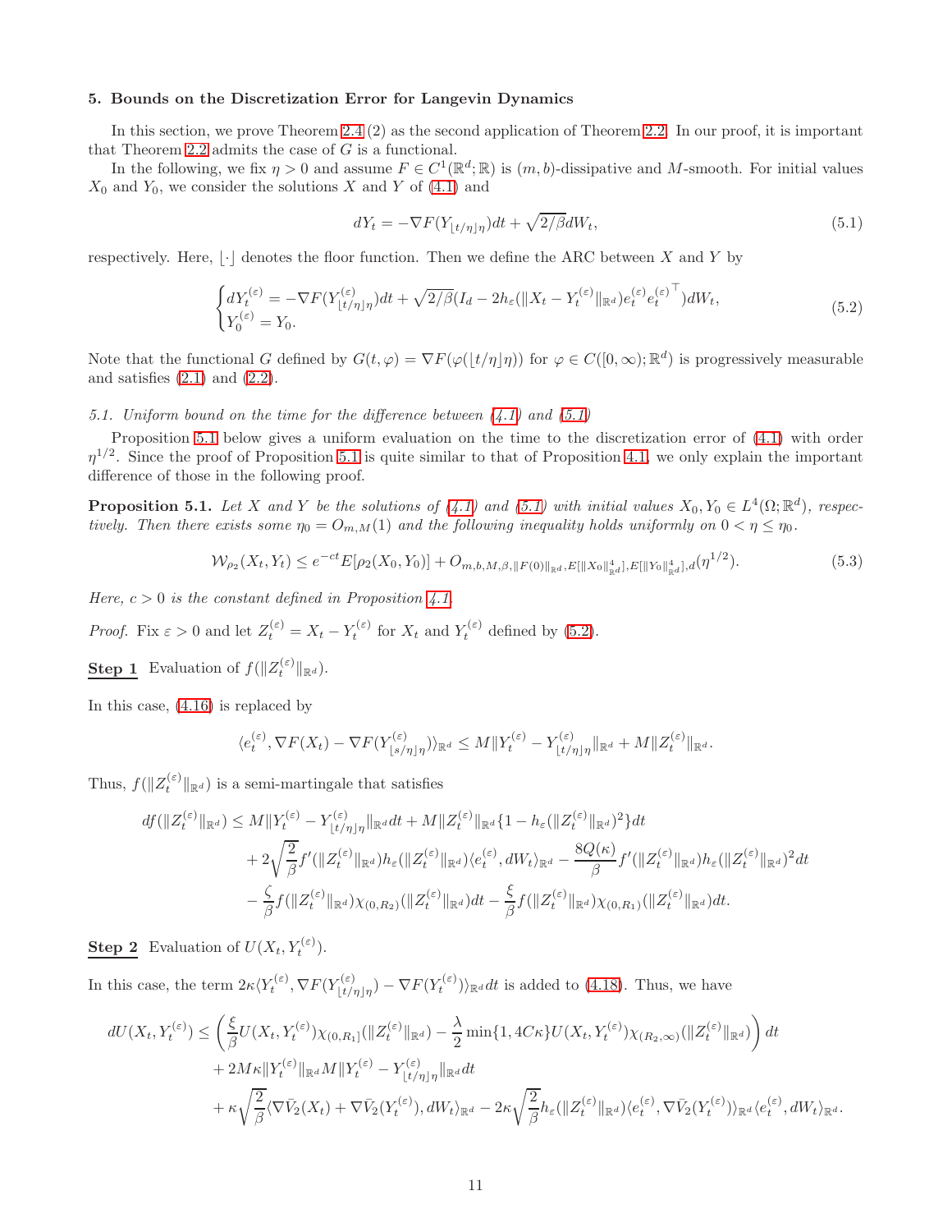## 5. Bounds on the Discretization Error for Langevin Dynamics

In this section, we prove Theorem 2.4 (2) as the second application of Theorem 2.2. In our proof, it is important that Theorem 2.2 admits the case of $G$ is a functional.

In the following, we fix $\eta > 0$ and assume $F \in C^1(\mathbb{R}^d;\mathbb{R})$ is $(m,b)$-dissipative and $M$-smooth. For initial values $X_0$ and $Y_0$, we consider the solutions $X$ and $Y$ of (4.1) and

$$dY_t = -\nabla F(Y_{\lfloor t/\eta \rfloor \eta})dt + \sqrt{2/\beta}dW_t, \tag{5.1}$$

respectively. Here, $\lfloor \cdot \rfloor$ denotes the floor function. Then we define the ARC between $X$ and $Y$ by

$$\begin{cases} dY_t^{(\varepsilon)} = -\nabla F(Y^{(\varepsilon)}_{\lfloor t/\eta \rfloor \eta})dt + \sqrt{2/\beta}(I_d - 2h_\varepsilon(\|X_t - Y_t^{(\varepsilon)}\|_{\mathbb{R}^d})e_t^{(\varepsilon)}{e_t^{(\varepsilon)}}^\top)dW_t, \\ Y_0^{(\varepsilon)} = Y_0. \end{cases} \tag{5.2}$$

Note that the functional $G$ defined by $G(t,\varphi) = \nabla F(\varphi(\lfloor t/\eta \rfloor \eta))$ for $\varphi \in C([0,\infty);\mathbb{R}^d)$ is progressively measurable and satisfies (2.1) and (2.2).

### 5.1. Uniform bound on the time for the difference between (4.1) and (5.1)

Proposition 5.1 below gives a uniform evaluation on the time to the discretization error of (4.1) with order $\eta^{1/2}$. Since the proof of Proposition 5.1 is quite similar to that of Proposition 4.1, we only explain the important difference of those in the following proof.

**Proposition 5.1.** *Let $X$ and $Y$ be the solutions of (4.1) and (5.1) with initial values $X_0, Y_0 \in L^4(\Omega;\mathbb{R}^d)$, respectively. Then there exists some $\eta_0 = O_{m,M}(1)$ and the following inequality holds uniformly on $0 < \eta \le \eta_0$.*

$$\mathcal{W}_{\rho_2}(X_t, Y_t) \le e^{-ct}E[\rho_2(X_0,Y_0)] + O_{m,b,M,\beta,\|F(0)\|_{\mathbb{R}^d},E[\|X_0\|^4_{\mathbb{R}^d}],E[\|Y_0\|^4_{\mathbb{R}^d}],d}(\eta^{1/2}). \tag{5.3}$$

*Here, $c > 0$ is the constant defined in Proposition 4.1.*

*Proof.* Fix $\varepsilon > 0$ and let $Z_t^{(\varepsilon)} = X_t - Y_t^{(\varepsilon)}$ for $X_t$ and $Y_t^{(\varepsilon)}$ defined by (5.2).

**Step 1** Evaluation of $f(\|Z_t^{(\varepsilon)}\|_{\mathbb{R}^d})$.

In this case, (4.16) is replaced by

$$\langle e_t^{(\varepsilon)}, \nabla F(X_t) - \nabla F(Y^{(\varepsilon)}_{\lfloor s/\eta \rfloor \eta})\rangle_{\mathbb{R}^d} \le M\|Y_t^{(\varepsilon)} - Y^{(\varepsilon)}_{\lfloor t/\eta \rfloor \eta}\|_{\mathbb{R}^d} + M\|Z_t^{(\varepsilon)}\|_{\mathbb{R}^d}.$$

Thus, $f(\|Z_t^{(\varepsilon)}\|_{\mathbb{R}^d})$ is a semi-martingale that satisfies

$$\begin{aligned} df(\|Z_t^{(\varepsilon)}\|_{\mathbb{R}^d}) \le\; & M\|Y_t^{(\varepsilon)} - Y^{(\varepsilon)}_{\lfloor t/\eta \rfloor \eta}\|_{\mathbb{R}^d}dt + M\|Z_t^{(\varepsilon)}\|_{\mathbb{R}^d}\{1 - h_\varepsilon(\|Z_t^{(\varepsilon)}\|_{\mathbb{R}^d})^2\}dt \\ & + 2\sqrt{\frac{2}{\beta}}f'(\|Z_t^{(\varepsilon)}\|_{\mathbb{R}^d})h_\varepsilon(\|Z_t^{(\varepsilon)}\|_{\mathbb{R}^d})\langle e_t^{(\varepsilon)}, dW_t\rangle_{\mathbb{R}^d} - \frac{8Q(\kappa)}{\beta}f'(\|Z_t^{(\varepsilon)}\|_{\mathbb{R}^d})h_\varepsilon(\|Z_t^{(\varepsilon)}\|_{\mathbb{R}^d})^2 dt \\ & - \frac{\zeta}{\beta}f(\|Z_t^{(\varepsilon)}\|_{\mathbb{R}^d})\chi_{(0,R_2)}(\|Z_t^{(\varepsilon)}\|_{\mathbb{R}^d})dt - \frac{\xi}{\beta}f(\|Z_t^{(\varepsilon)}\|_{\mathbb{R}^d})\chi_{(0,R_1)}(\|Z_t^{(\varepsilon)}\|_{\mathbb{R}^d})dt. \end{aligned}$$

**Step 2** Evaluation of $U(X_t, Y_t^{(\varepsilon)})$.

In this case, the term $2\kappa\langle Y_t^{(\varepsilon)}, \nabla F(Y^{(\varepsilon)}_{\lfloor t/\eta \rfloor \eta}) - \nabla F(Y_t^{(\varepsilon)})\rangle_{\mathbb{R}^d}dt$ is added to (4.18). Thus, we have

$$\begin{aligned} dU(X_t, Y_t^{(\varepsilon)}) \le\; & \left(\frac{\xi}{\beta}U(X_t,Y_t^{(\varepsilon)})\chi_{(0,R_1]}(\|Z_t^{(\varepsilon)}\|_{\mathbb{R}^d}) - \frac{\lambda}{2}\min\{1, 4C\kappa\}U(X_t,Y_t^{(\varepsilon)})\chi_{(R_2,\infty)}(\|Z_t^{(\varepsilon)}\|_{\mathbb{R}^d})\right)dt \\ & + 2M\kappa\|Y_t^{(\varepsilon)}\|_{\mathbb{R}^d}M\|Y_t^{(\varepsilon)} - Y^{(\varepsilon)}_{\lfloor t/\eta \rfloor \eta}\|_{\mathbb{R}^d}dt \\ & + \kappa\sqrt{\frac{2}{\beta}}\langle \nabla\bar{V}_2(X_t) + \nabla\bar{V}_2(Y_t^{(\varepsilon)}), dW_t\rangle_{\mathbb{R}^d} - 2\kappa\sqrt{\frac{2}{\beta}}h_\varepsilon(\|Z_t^{(\varepsilon)}\|_{\mathbb{R}^d})\langle e_t^{(\varepsilon)}, \nabla\bar{V}_2(Y_t^{(\varepsilon)})\rangle_{\mathbb{R}^d}\langle e_t^{(\varepsilon)}, dW_t\rangle_{\mathbb{R}^d}. \end{aligned}$$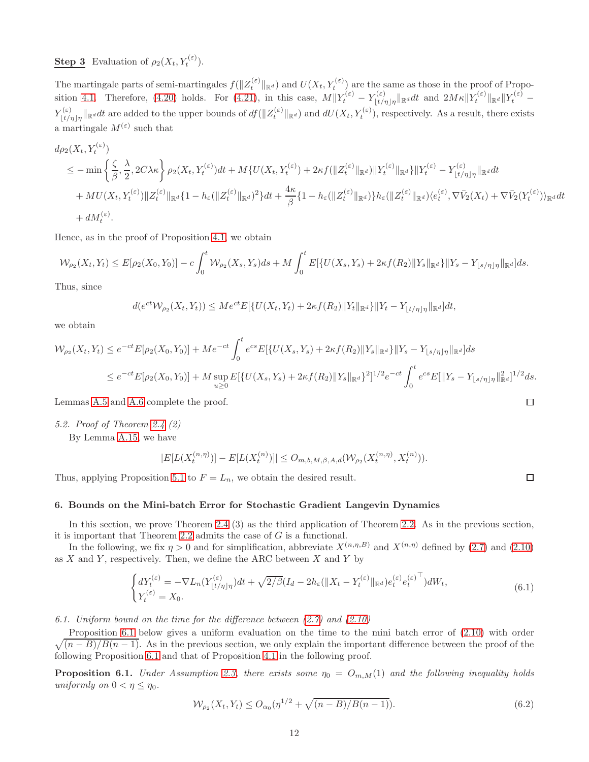**Step 3** Evaluation of $\rho_2(X_t, Y_t^{(\varepsilon)})$.

The martingale parts of semi-martingales $f(\|Z_t^{(\varepsilon)}\|_{\mathbb{R}^d})$ and $U(X_t, Y_t^{(\varepsilon)})$ are the same as those in the proof of Proposition 4.1. Therefore, (4.20) holds. For (4.21), in this case, $M\|Y_t^{(\varepsilon)} - Y_{\lfloor t/\eta \rfloor \eta}^{(\varepsilon)}\|_{\mathbb{R}^d}dt$ and $2M\kappa\|Y_t^{(\varepsilon)}\|_{\mathbb{R}^d}\|Y_t^{(\varepsilon)} - Y_{\lfloor t/\eta \rfloor \eta}^{(\varepsilon)}\|_{\mathbb{R}^d}dt$ are added to the upper bounds of $df(\|Z_t^{(\varepsilon)}\|_{\mathbb{R}^d})$ and $dU(X_t, Y_t^{(\varepsilon)})$, respectively. As a result, there exists a martingale $M^{(\varepsilon)}$ such that

$$
\begin{aligned}
&d\rho_2(X_t, Y_t^{(\varepsilon)}) \\
&\le -\min\left\{\frac{\zeta}{\beta}, \frac{\lambda}{2}, 2C\lambda\kappa\right\}\rho_2(X_t, Y_t^{(\varepsilon)})dt + M\{U(X_t, Y_t^{(\varepsilon)}) + 2\kappa f(\|Z_t^{(\varepsilon)}\|_{\mathbb{R}^d})\|Y_t^{(\varepsilon)}\|_{\mathbb{R}^d}\}\|Y_t^{(\varepsilon)} - Y_{\lfloor t/\eta \rfloor \eta}^{(\varepsilon)}\|_{\mathbb{R}^d}dt \\
&\quad + MU(X_t, Y_t^{(\varepsilon)})\|Z_t^{(\varepsilon)}\|_{\mathbb{R}^d}\{1 - h_\varepsilon(\|Z_t^{(\varepsilon)}\|_{\mathbb{R}^d})^2\}dt + \frac{4\kappa}{\beta}\{1 - h_\varepsilon(\|Z_t^{(\varepsilon)}\|_{\mathbb{R}^d})\}h_\varepsilon(\|Z_t^{(\varepsilon)}\|_{\mathbb{R}^d})\langle e_t^{(\varepsilon)}, \nabla\bar{V}_2(X_t) + \nabla\bar{V}_2(Y_t^{(\varepsilon)})\rangle_{\mathbb{R}^d}dt \\
&\quad + dM_t^{(\varepsilon)}.
\end{aligned}
$$

Hence, as in the proof of Proposition 4.1, we obtain

$$
\mathcal{W}_{\rho_2}(X_t, Y_t) \le E[\rho_2(X_0, Y_0)] - c\int_0^t \mathcal{W}_{\rho_2}(X_s, Y_s)ds + M\int_0^t E[\{U(X_s, Y_s) + 2\kappa f(R_2)\|Y_s\|_{\mathbb{R}^d}\}\|Y_s - Y_{\lfloor s/\eta \rfloor \eta}\|_{\mathbb{R}^d}]ds.
$$

Thus, since

$$
d(e^{ct}\mathcal{W}_{\rho_2}(X_t, Y_t)) \le Me^{ct}E[\{U(X_t, Y_t) + 2\kappa f(R_2)\|Y_t\|_{\mathbb{R}^d}\}\|Y_t - Y_{\lfloor t/\eta \rfloor \eta}\|_{\mathbb{R}^d}]dt,
$$

we obtain

$$
\begin{aligned}
\mathcal{W}_{\rho_2}(X_t, Y_t) &\le e^{-ct}E[\rho_2(X_0, Y_0)] + Me^{-ct}\int_0^t e^{cs}E[\{U(X_s, Y_s) + 2\kappa f(R_2)\|Y_s\|_{\mathbb{R}^d}\}\|Y_s - Y_{\lfloor s/\eta \rfloor \eta}\|_{\mathbb{R}^d}]ds \\
&\le e^{-ct}E[\rho_2(X_0, Y_0)] + M\sup_{u \ge 0} E[\{U(X_s, Y_s) + 2\kappa f(R_2)\|Y_s\|_{\mathbb{R}^d}\}^2]^{1/2}e^{-ct}\int_0^t e^{cs}E[\|Y_s - Y_{\lfloor s/\eta \rfloor \eta}\|_{\mathbb{R}^d}^2]^{1/2}ds.
\end{aligned}
$$

Lemmas A.5 and A.6 complete the proof. □

*5.2. Proof of Theorem 2.4 (2)*

By Lemma A.15, we have

$$
|E[L(X_t^{(n,\eta)})] - E[L(X_t^{(n)})]| \le O_{m,b,M,\beta,A,d}(\mathcal{W}_{\rho_2}(X_t^{(n,\eta)}, X_t^{(n)})).
$$

Thus, applying Proposition 5.1 to $F = L_n$, we obtain the desired result. □

## 6. Bounds on the Mini-batch Error for Stochastic Gradient Langevin Dynamics

In this section, we prove Theorem 2.4 (3) as the third application of Theorem 2.2. As in the previous section, it is important that Theorem 2.2 admits the case of $G$ is a functional.

In the following, we fix $\eta > 0$ and for simplification, abbreviate $X^{(n,\eta,B)}$ and $X^{(n,\eta)}$ defined by (2.7) and (2.10) as $X$ and $Y$, respectively. Then, we define the ARC between $X$ and $Y$ by

$$
\begin{cases}
dY_t^{(\varepsilon)} = -\nabla L_n(Y_{\lfloor t/\eta \rfloor \eta}^{(\varepsilon)})dt + \sqrt{2/\beta}(I_d - 2h_\varepsilon(\|X_t - Y_t^{(\varepsilon)}\|_{\mathbb{R}^d})e_t^{(\varepsilon)}{e_t^{(\varepsilon)}}^\top)dW_t, \\
Y_t^{(\varepsilon)} = X_0.
\end{cases}
\tag{6.1}
$$

*6.1. Uniform bound on the time for the difference between (2.7) and (2.10)*

Proposition 6.1 below gives a uniform evaluation on the time to the mini batch error of (2.10) with order $\sqrt{(n - B)/B(n - 1)}$. As in the previous section, we only explain the important difference between the proof of the following Proposition 6.1 and that of Proposition 4.1 in the following proof.

**Proposition 6.1.** *Under Assumption 2.3, there exists some $\eta_0 = O_{m,M}(1)$ and the following inequality holds uniformly on $0 < \eta \le \eta_0$.*

$$
\mathcal{W}_{\rho_2}(X_t, Y_t) \le O_{\alpha_0}(\eta^{1/2} + \sqrt{(n - B)/B(n - 1)}).
\tag{6.2}
$$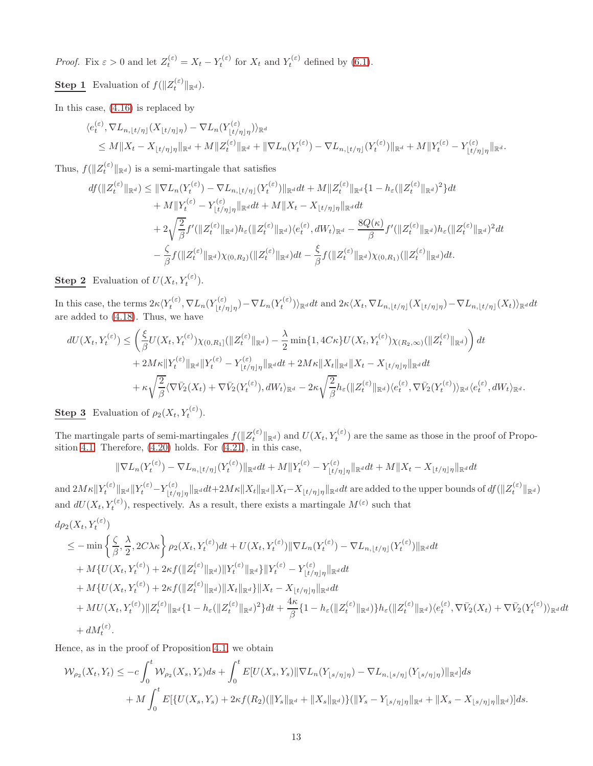*Proof.* Fix $\varepsilon > 0$ and let $Z_t^{(\varepsilon)} = X_t - Y_t^{(\varepsilon)}$ for $X_t$ and $Y_t^{(\varepsilon)}$ defined by (6.1).

**Step 1** Evaluation of $f(\|Z_t^{(\varepsilon)}\|_{\mathbb{R}^d})$.

In this case, (4.16) is replaced by

$$
\begin{aligned}
&\langle e_t^{(\varepsilon)}, \nabla L_{n,\lfloor t/\eta \rfloor}(X_{\lfloor t/\eta \rfloor \eta}) - \nabla L_n(Y^{(\varepsilon)}_{\lfloor t/\eta \rfloor \eta})\rangle_{\mathbb{R}^d} \\
&\quad \le M\|X_t - X_{\lfloor t/\eta \rfloor \eta}\|_{\mathbb{R}^d} + M\|Z_t^{(\varepsilon)}\|_{\mathbb{R}^d} + \|\nabla L_n(Y_t^{(\varepsilon)}) - \nabla L_{n,\lfloor t/\eta \rfloor}(Y_t^{(\varepsilon)})\|_{\mathbb{R}^d} + M\|Y_t^{(\varepsilon)} - Y^{(\varepsilon)}_{\lfloor t/\eta \rfloor \eta}\|_{\mathbb{R}^d}.
\end{aligned}
$$

Thus, $f(\|Z_t^{(\varepsilon)}\|_{\mathbb{R}^d})$ is a semi-martingale that satisfies

$$
\begin{aligned}
df(\|Z_t^{(\varepsilon)}\|_{\mathbb{R}^d}) &\le \|\nabla L_n(Y_t^{(\varepsilon)}) - \nabla L_{n,\lfloor t/\eta \rfloor}(Y_t^{(\varepsilon)})\|_{\mathbb{R}^d} dt + M\|Z_t^{(\varepsilon)}\|_{\mathbb{R}^d}\{1 - h_\varepsilon(\|Z_t^{(\varepsilon)}\|_{\mathbb{R}^d})^2\}dt \\
&\quad + M\|Y_t^{(\varepsilon)} - Y^{(\varepsilon)}_{\lfloor t/\eta \rfloor \eta}\|_{\mathbb{R}^d} dt + M\|X_t - X_{\lfloor t/\eta \rfloor \eta}\|_{\mathbb{R}^d} dt \\
&\quad + 2\sqrt{\frac{2}{\beta}} f'(\|Z_t^{(\varepsilon)}\|_{\mathbb{R}^d}) h_\varepsilon(\|Z_t^{(\varepsilon)}\|_{\mathbb{R}^d}) \langle e_t^{(\varepsilon)}, dW_t\rangle_{\mathbb{R}^d} - \frac{8Q(\kappa)}{\beta} f'(\|Z_t^{(\varepsilon)}\|_{\mathbb{R}^d}) h_\varepsilon(\|Z_t^{(\varepsilon)}\|_{\mathbb{R}^d})^2 dt \\
&\quad - \frac{\zeta}{\beta} f(\|Z_t^{(\varepsilon)}\|_{\mathbb{R}^d}) \chi_{(0,R_2)}(\|Z_t^{(\varepsilon)}\|_{\mathbb{R}^d}) dt - \frac{\xi}{\beta} f(\|Z_t^{(\varepsilon)}\|_{\mathbb{R}^d}) \chi_{(0,R_1)}(\|Z_t^{(\varepsilon)}\|_{\mathbb{R}^d}) dt.
\end{aligned}
$$

**Step 2** Evaluation of $U(X_t, Y_t^{(\varepsilon)})$.

In this case, the terms $2\kappa\langle Y_t^{(\varepsilon)}, \nabla L_n(Y^{(\varepsilon)}_{\lfloor t/\eta \rfloor \eta}) - \nabla L_n(Y_t^{(\varepsilon)})\rangle_{\mathbb{R}^d} dt$ and $2\kappa\langle X_t, \nabla L_{n,\lfloor t/\eta \rfloor}(X_{\lfloor t/\eta \rfloor \eta}) - \nabla L_{n,\lfloor t/\eta \rfloor}(X_t)\rangle_{\mathbb{R}^d} dt$ are added to (4.18). Thus, we have

$$
\begin{aligned}
dU(X_t, Y_t^{(\varepsilon)}) &\le \left(\frac{\xi}{\beta} U(X_t, Y_t^{(\varepsilon)}) \chi_{(0,R_1]}(\|Z_t^{(\varepsilon)}\|_{\mathbb{R}^d}) - \frac{\lambda}{2}\min\{1, 4C\kappa\} U(X_t, Y_t^{(\varepsilon)}) \chi_{(R_2,\infty)}(\|Z_t^{(\varepsilon)}\|_{\mathbb{R}^d})\right) dt \\
&\quad + 2M\kappa \|Y_t^{(\varepsilon)}\|_{\mathbb{R}^d} \|Y_t^{(\varepsilon)} - Y^{(\varepsilon)}_{\lfloor t/\eta \rfloor \eta}\|_{\mathbb{R}^d} dt + 2M\kappa\|X_t\|_{\mathbb{R}^d}\|X_t - X_{\lfloor t/\eta \rfloor \eta}\|_{\mathbb{R}^d} dt \\
&\quad + \kappa\sqrt{\frac{2}{\beta}}\langle \nabla \bar{V}_2(X_t) + \nabla \bar{V}_2(Y_t^{(\varepsilon)}), dW_t\rangle_{\mathbb{R}^d} - 2\kappa\sqrt{\frac{2}{\beta}} h_\varepsilon(\|Z_t^{(\varepsilon)}\|_{\mathbb{R}^d}) \langle e_t^{(\varepsilon)}, \nabla \bar{V}_2(Y_t^{(\varepsilon)})\rangle_{\mathbb{R}^d} \langle e_t^{(\varepsilon)}, dW_t\rangle_{\mathbb{R}^d}.
\end{aligned}
$$

**Step 3** Evaluation of $\rho_2(X_t, Y_t^{(\varepsilon)})$.

The martingale parts of semi-martingales $f(\|Z_t^{(\varepsilon)}\|_{\mathbb{R}^d})$ and $U(X_t, Y_t^{(\varepsilon)})$ are the same as those in the proof of Proposition 4.1. Therefore, (4.20) holds. For (4.21), in this case,

$$
\|\nabla L_n(Y_t^{(\varepsilon)}) - \nabla L_{n,\lfloor t/\eta \rfloor}(Y_t^{(\varepsilon)})\|_{\mathbb{R}^d} dt + M\|Y_t^{(\varepsilon)} - Y^{(\varepsilon)}_{\lfloor t/\eta \rfloor \eta}\|_{\mathbb{R}^d} dt + M\|X_t - X_{\lfloor t/\eta \rfloor \eta}\|_{\mathbb{R}^d} dt
$$

and $2M\kappa\|Y_t^{(\varepsilon)}\|_{\mathbb{R}^d}\|Y_t^{(\varepsilon)} - Y^{(\varepsilon)}_{\lfloor t/\eta \rfloor \eta}\|_{\mathbb{R}^d} dt + 2M\kappa\|X_t\|_{\mathbb{R}^d}\|X_t - X_{\lfloor t/\eta \rfloor \eta}\|_{\mathbb{R}^d} dt$ are added to the upper bounds of $df(\|Z_t^{(\varepsilon)}\|_{\mathbb{R}^d})$ and $dU(X_t, Y_t^{(\varepsilon)})$, respectively. As a result, there exists a martingale $M^{(\varepsilon)}$ such that

$$
\begin{aligned}
&d\rho_2(X_t, Y_t^{(\varepsilon)}) \\
&\le -\min\left\{\frac{\zeta}{\beta}, \frac{\lambda}{2}, 2C\lambda\kappa\right\} \rho_2(X_t, Y_t^{(\varepsilon)}) dt + U(X_t, Y_t^{(\varepsilon)}) \|\nabla L_n(Y_t^{(\varepsilon)}) - \nabla L_{n,\lfloor t/\eta \rfloor}(Y_t^{(\varepsilon)})\|_{\mathbb{R}^d} dt \\
&\quad + M\{U(X_t, Y_t^{(\varepsilon)}) + 2\kappa f(\|Z_t^{(\varepsilon)}\|_{\mathbb{R}^d})\|Y_t^{(\varepsilon)}\|_{\mathbb{R}^d}\}\|Y_t^{(\varepsilon)} - Y^{(\varepsilon)}_{\lfloor t/\eta \rfloor \eta}\|_{\mathbb{R}^d} dt \\
&\quad + M\{U(X_t, Y_t^{(\varepsilon)}) + 2\kappa f(\|Z_t^{(\varepsilon)}\|_{\mathbb{R}^d})\|X_t\|_{\mathbb{R}^d}\}\|X_t - X_{\lfloor t/\eta \rfloor \eta}\|_{\mathbb{R}^d} dt \\
&\quad + MU(X_t, Y_t^{(\varepsilon)})\|Z_t^{(\varepsilon)}\|_{\mathbb{R}^d}\{1 - h_\varepsilon(\|Z_t^{(\varepsilon)}\|_{\mathbb{R}^d})^2\} dt + \frac{4\kappa}{\beta}\{1 - h_\varepsilon(\|Z_t^{(\varepsilon)}\|_{\mathbb{R}^d})\} h_\varepsilon(\|Z_t^{(\varepsilon)}\|_{\mathbb{R}^d}) \langle e_t^{(\varepsilon)}, \nabla \bar{V}_2(X_t) + \nabla \bar{V}_2(Y_t^{(\varepsilon)})\rangle_{\mathbb{R}^d} dt \\
&\quad + dM_t^{(\varepsilon)}.
\end{aligned}
$$

Hence, as in the proof of Proposition 4.1, we obtain

$$
\begin{aligned}
\mathcal{W}_{\rho_2}(X_t, Y_t) &\le -c\int_0^t \mathcal{W}_{\rho_2}(X_s, Y_s) ds + \int_0^t E[U(X_s, Y_s)\|\nabla L_n(Y_{\lfloor s/\eta \rfloor \eta}) - \nabla L_{n,\lfloor s/\eta \rfloor}(Y_{\lfloor s/\eta \rfloor \eta})\|_{\mathbb{R}^d}] ds \\
&\quad + M\int_0^t E[\{U(X_s, Y_s) + 2\kappa f(R_2)(\|Y_s\|_{\mathbb{R}^d} + \|X_s\|_{\mathbb{R}^d})\}(\|Y_s - Y_{\lfloor s/\eta \rfloor \eta}\|_{\mathbb{R}^d} + \|X_s - X_{\lfloor s/\eta \rfloor \eta}\|_{\mathbb{R}^d})] ds.
\end{aligned}
$$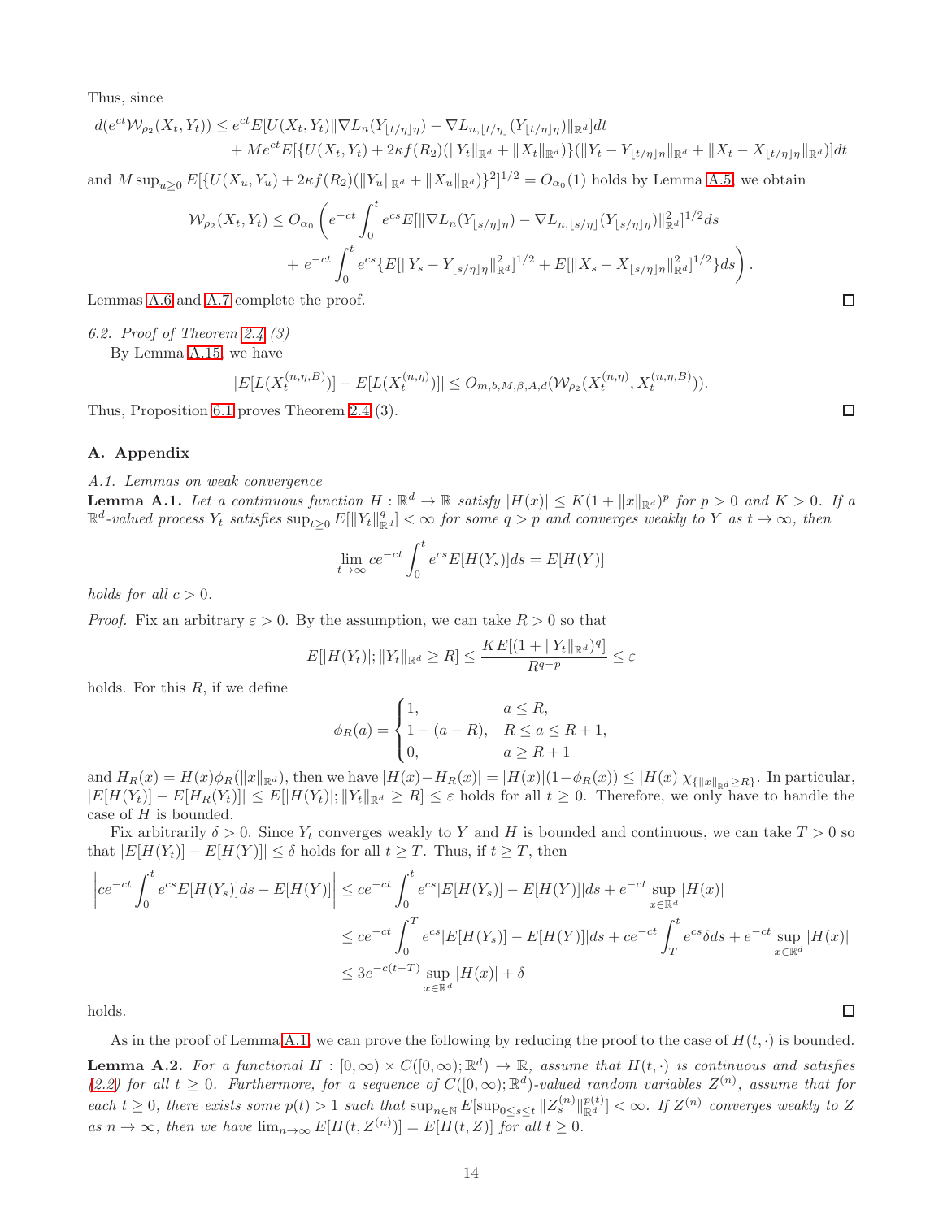Thus, since

$$
\begin{aligned}
d(e^{ct}\mathcal{W}_{\rho_2}(X_t,Y_t)) \le\ & e^{ct}E[U(X_t,Y_t)\|\nabla L_n(Y_{\lfloor t/\eta\rfloor\eta}) - \nabla L_{n,\lfloor t/\eta\rfloor}(Y_{\lfloor t/\eta\rfloor\eta})\|_{\mathbb{R}^d}]dt \\
&+ Me^{ct}E[\{U(X_t,Y_t) + 2\kappa f(R_2)(\|Y_t\|_{\mathbb{R}^d} + \|X_t\|_{\mathbb{R}^d})\}(\|Y_t - Y_{\lfloor t/\eta\rfloor\eta}\|_{\mathbb{R}^d} + \|X_t - X_{\lfloor t/\eta\rfloor\eta}\|_{\mathbb{R}^d})]dt
\end{aligned}
$$

and $M\sup_{u\ge 0} E[\{U(X_u,Y_u) + 2\kappa f(R_2)(\|Y_u\|_{\mathbb{R}^d} + \|X_u\|_{\mathbb{R}^d})\}^2]^{1/2} = O_{\alpha_0}(1)$ holds by Lemma A.5, we obtain

$$
\begin{aligned}
\mathcal{W}_{\rho_2}(X_t,Y_t) \le O_{\alpha_0}\Bigg( & e^{-ct}\int_0^t e^{cs}E[\|\nabla L_n(Y_{\lfloor s/\eta\rfloor\eta}) - \nabla L_{n,\lfloor s/\eta\rfloor}(Y_{\lfloor s/\eta\rfloor\eta})\|^2_{\mathbb{R}^d}]^{1/2}ds \\
&+ e^{-ct}\int_0^t e^{cs}\{E[\|Y_s - Y_{\lfloor s/\eta\rfloor\eta}\|^2_{\mathbb{R}^d}]^{1/2} + E[\|X_s - X_{\lfloor s/\eta\rfloor\eta}\|^2_{\mathbb{R}^d}]^{1/2}\}ds\Bigg).
\end{aligned}
$$

Lemmas A.6 and A.7 complete the proof. □

*6.2. Proof of Theorem 2.4 (3)*

By Lemma A.15, we have

$$
|E[L(X_t^{(n,\eta,B)})] - E[L(X_t^{(n,\eta)})]| \le O_{m,b,M,\beta,A,d}(\mathcal{W}_{\rho_2}(X_t^{(n,\eta)}, X_t^{(n,\eta,B)})).
$$

Thus, Proposition 6.1 proves Theorem 2.4 (3). □

## A. Appendix

*A.1. Lemmas on weak convergence*

**Lemma A.1.** *Let a continuous function $H:\mathbb{R}^d\to\mathbb{R}$ satisfy $|H(x)| \le K(1+\|x\|_{\mathbb{R}^d})^p$ for $p>0$ and $K>0$. If a $\mathbb{R}^d$-valued process $Y_t$ satisfies $\sup_{t\ge 0}E[\|Y_t\|^q_{\mathbb{R}^d}]<\infty$ for some $q>p$ and converges weakly to $Y$ as $t\to\infty$, then*

$$
\lim_{t\to\infty} ce^{-ct}\int_0^t e^{cs}E[H(Y_s)]ds = E[H(Y)]
$$

*holds for all $c>0$.*

*Proof.* Fix an arbitrary $\varepsilon>0$. By the assumption, we can take $R>0$ so that

$$
E[|H(Y_t)|; \|Y_t\|_{\mathbb{R}^d}\ge R] \le \frac{KE[(1+\|Y_t\|_{\mathbb{R}^d})^q]}{R^{q-p}} \le \varepsilon
$$

holds. For this $R$, if we define

$$
\phi_R(a) = \begin{cases} 1, & a\le R,\\ 1-(a-R), & R\le a\le R+1,\\ 0, & a\ge R+1\end{cases}
$$

and $H_R(x) = H(x)\phi_R(\|x\|_{\mathbb{R}^d})$, then we have $|H(x)-H_R(x)| = |H(x)|(1-\phi_R(x)) \le |H(x)|\chi_{\{\|x\|_{\mathbb{R}^d}\ge R\}}$. In particular, $|E[H(Y_t)] - E[H_R(Y_t)]| \le E[|H(Y_t)|; \|Y_t\|_{\mathbb{R}^d}\ge R] \le \varepsilon$ holds for all $t\ge 0$. Therefore, we only have to handle the case of $H$ is bounded.

Fix arbitrarily $\delta>0$. Since $Y_t$ converges weakly to $Y$ and $H$ is bounded and continuous, we can take $T>0$ so that $|E[H(Y_t)] - E[H(Y)]| \le \delta$ holds for all $t\ge T$. Thus, if $t\ge T$, then

$$
\begin{aligned}
\left| ce^{-ct}\int_0^t e^{cs}E[H(Y_s)]ds - E[H(Y)]\right| &\le ce^{-ct}\int_0^t e^{cs}|E[H(Y_s)] - E[H(Y)]|ds + e^{-ct}\sup_{x\in\mathbb{R}^d}|H(x)| \\
&\le ce^{-ct}\int_0^T e^{cs}|E[H(Y_s)] - E[H(Y)]|ds + ce^{-ct}\int_T^t e^{cs}\delta ds + e^{-ct}\sup_{x\in\mathbb{R}^d}|H(x)| \\
&\le 3e^{-c(t-T)}\sup_{x\in\mathbb{R}^d}|H(x)| + \delta
\end{aligned}
$$

holds. □

As in the proof of Lemma A.1, we can prove the following by reducing the proof to the case of $H(t,\cdot)$ is bounded.

**Lemma A.2.** *For a functional $H:[0,\infty)\times C([0,\infty);\mathbb{R}^d)\to\mathbb{R}$, assume that $H(t,\cdot)$ is continuous and satisfies (2.2) for all $t\ge 0$. Furthermore, for a sequence of $C([0,\infty);\mathbb{R}^d)$-valued random variables $Z^{(n)}$, assume that for each $t\ge 0$, there exists some $p(t)>1$ such that $\sup_{n\in\mathbb{N}}E[\sup_{0\le s\le t}\|Z_s^{(n)}\|^{p(t)}_{\mathbb{R}^d}]<\infty$. If $Z^{(n)}$ converges weakly to $Z$ as $n\to\infty$, then we have $\lim_{n\to\infty}E[H(t,Z^{(n)})] = E[H(t,Z)]$ for all $t\ge 0$.*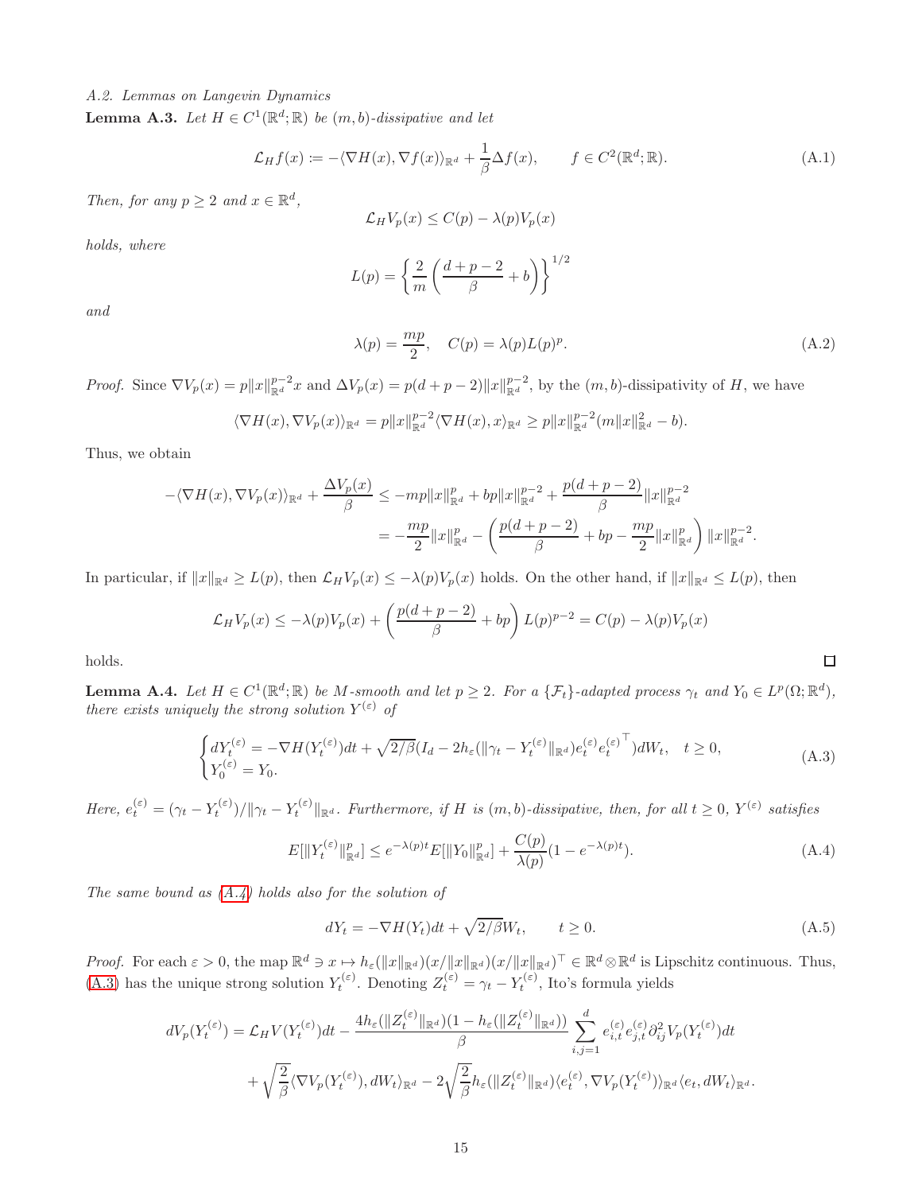*A.2. Lemmas on Langevin Dynamics*

**Lemma A.3.** *Let $H \in C^1(\mathbb{R}^d;\mathbb{R})$ be $(m,b)$-dissipative and let*

$$\mathcal{L}_H f(x) \coloneqq -\langle \nabla H(x), \nabla f(x)\rangle_{\mathbb{R}^d} + \frac{1}{\beta}\Delta f(x), \qquad f \in C^2(\mathbb{R}^d;\mathbb{R}). \tag{A.1}$$

*Then, for any $p \geq 2$ and $x \in \mathbb{R}^d$,*

$$\mathcal{L}_H V_p(x) \leq C(p) - \lambda(p) V_p(x)$$

*holds, where*

$$L(p) = \left\{ \frac{2}{m}\left( \frac{d+p-2}{\beta} + b \right) \right\}^{1/2}$$

*and*

$$\lambda(p) = \frac{mp}{2}, \quad C(p) = \lambda(p) L(p)^p. \tag{A.2}$$

*Proof.* Since $\nabla V_p(x) = p\|x\|_{\mathbb{R}^d}^{p-2} x$ and $\Delta V_p(x) = p(d+p-2)\|x\|_{\mathbb{R}^d}^{p-2}$, by the $(m,b)$-dissipativity of $H$, we have

$$\langle \nabla H(x), \nabla V_p(x)\rangle_{\mathbb{R}^d} = p\|x\|_{\mathbb{R}^d}^{p-2}\langle \nabla H(x), x\rangle_{\mathbb{R}^d} \geq p\|x\|_{\mathbb{R}^d}^{p-2}(m\|x\|_{\mathbb{R}^d}^2 - b).$$

Thus, we obtain

$$\begin{aligned}
-\langle \nabla H(x), \nabla V_p(x)\rangle_{\mathbb{R}^d} + \frac{\Delta V_p(x)}{\beta} &\leq -mp\|x\|_{\mathbb{R}^d}^p + bp\|x\|_{\mathbb{R}^d}^{p-2} + \frac{p(d+p-2)}{\beta}\|x\|_{\mathbb{R}^d}^{p-2} \\
&= -\frac{mp}{2}\|x\|_{\mathbb{R}^d}^p - \left( \frac{p(d+p-2)}{\beta} + bp - \frac{mp}{2}\|x\|_{\mathbb{R}^d}^p \right)\|x\|_{\mathbb{R}^d}^{p-2}.
\end{aligned}$$

In particular, if $\|x\|_{\mathbb{R}^d} \geq L(p)$, then $\mathcal{L}_H V_p(x) \leq -\lambda(p) V_p(x)$ holds. On the other hand, if $\|x\|_{\mathbb{R}^d} \leq L(p)$, then

$$\mathcal{L}_H V_p(x) \leq -\lambda(p)V_p(x) + \left( \frac{p(d+p-2)}{\beta} + bp \right) L(p)^{p-2} = C(p) - \lambda(p)V_p(x)$$

holds. $\square$

**Lemma A.4.** *Let $H \in C^1(\mathbb{R}^d;\mathbb{R})$ be $M$-smooth and let $p \geq 2$. For a $\{\mathcal{F}_t\}$-adapted process $\gamma_t$ and $Y_0 \in L^p(\Omega;\mathbb{R}^d)$, there exists uniquely the strong solution $Y^{(\varepsilon)}$ of*

$$\begin{cases}
dY_t^{(\varepsilon)} = -\nabla H(Y_t^{(\varepsilon)})dt + \sqrt{2/\beta}(I_d - 2h_\varepsilon(\|\gamma_t - Y_t^{(\varepsilon)}\|_{\mathbb{R}^d})e_t^{(\varepsilon)}{e_t^{(\varepsilon)}}^\top)dW_t, \quad t \geq 0, \\
Y_0^{(\varepsilon)} = Y_0.
\end{cases} \tag{A.3}$$

*Here, $e_t^{(\varepsilon)} = (\gamma_t - Y_t^{(\varepsilon)})/\|\gamma_t - Y_t^{(\varepsilon)}\|_{\mathbb{R}^d}$. Furthermore, if $H$ is $(m,b)$-dissipative, then, for all $t \geq 0$, $Y^{(\varepsilon)}$ satisfies*

$$E[\|Y_t^{(\varepsilon)}\|_{\mathbb{R}^d}^p] \leq e^{-\lambda(p)t}E[\|Y_0\|_{\mathbb{R}^d}^p] + \frac{C(p)}{\lambda(p)}(1 - e^{-\lambda(p)t}). \tag{A.4}$$

*The same bound as (A.4) holds also for the solution of*

$$dY_t = -\nabla H(Y_t)dt + \sqrt{2/\beta}W_t, \qquad t \geq 0. \tag{A.5}$$

*Proof.* For each $\varepsilon > 0$, the map $\mathbb{R}^d \ni x \mapsto h_\varepsilon(\|x\|_{\mathbb{R}^d})(x/\|x\|_{\mathbb{R}^d})(x/\|x\|_{\mathbb{R}^d})^\top \in \mathbb{R}^d \otimes \mathbb{R}^d$ is Lipschitz continuous. Thus, (A.3) has the unique strong solution $Y_t^{(\varepsilon)}$. Denoting $Z_t^{(\varepsilon)} = \gamma_t - Y_t^{(\varepsilon)}$, Ito's formula yields

$$\begin{aligned}
dV_p(Y_t^{(\varepsilon)}) &= \mathcal{L}_H V(Y_t^{(\varepsilon)})dt - \frac{4h_\varepsilon(\|Z_t^{(\varepsilon)}\|_{\mathbb{R}^d})(1 - h_\varepsilon(\|Z_t^{(\varepsilon)}\|_{\mathbb{R}^d}))}{\beta}\sum_{i,j=1}^d e_{i,t}^{(\varepsilon)} e_{j,t}^{(\varepsilon)} \partial_{ij}^2 V_p(Y_t^{(\varepsilon)})dt \\
&\quad + \sqrt{\frac{2}{\beta}}\langle \nabla V_p(Y_t^{(\varepsilon)}), dW_t\rangle_{\mathbb{R}^d} - 2\sqrt{\frac{2}{\beta}}h_\varepsilon(\|Z_t^{(\varepsilon)}\|_{\mathbb{R}^d})\langle e_t^{(\varepsilon)}, \nabla V_p(Y_t^{(\varepsilon)})\rangle_{\mathbb{R}^d}\langle e_t, dW_t\rangle_{\mathbb{R}^d}.
\end{aligned}$$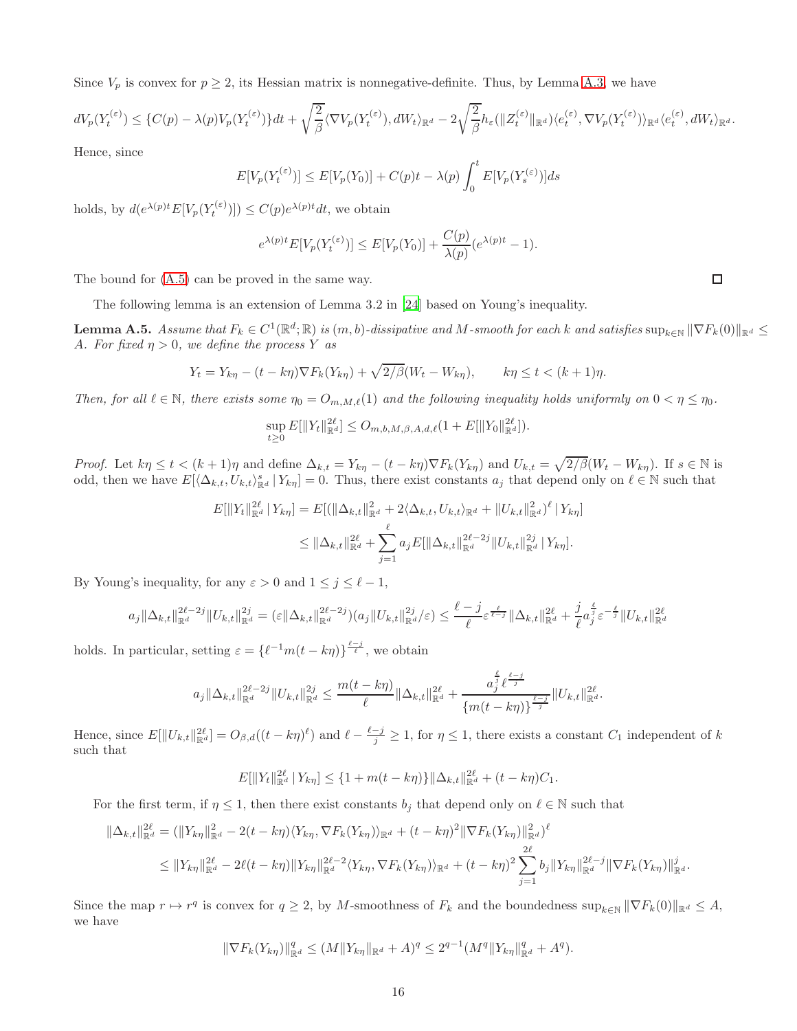Since $V_p$ is convex for $p \geq 2$, its Hessian matrix is nonnegative-definite. Thus, by Lemma A.3, we have

$$dV_p(Y_t^{(\varepsilon)}) \leq \{C(p) - \lambda(p)V_p(Y_t^{(\varepsilon)})\}dt + \sqrt{\frac{2}{\beta}}\langle \nabla V_p(Y_t^{(\varepsilon)}), dW_t\rangle_{\mathbb{R}^d} - 2\sqrt{\frac{2}{\beta}}h_\varepsilon(\|Z_t^{(\varepsilon)}\|_{\mathbb{R}^d})\langle e_t^{(\varepsilon)}, \nabla V_p(Y_t^{(\varepsilon)})\rangle_{\mathbb{R}^d}\langle e_t^{(\varepsilon)}, dW_t\rangle_{\mathbb{R}^d}.$$

Hence, since

$$E[V_p(Y_t^{(\varepsilon)})] \leq E[V_p(Y_0)] + C(p)t - \lambda(p)\int_0^t E[V_p(Y_s^{(\varepsilon)})]ds$$

holds, by $d(e^{\lambda(p)t}E[V_p(Y_t^{(\varepsilon)})]) \leq C(p)e^{\lambda(p)t}dt$, we obtain

$$e^{\lambda(p)t}E[V_p(Y_t^{(\varepsilon)})] \leq E[V_p(Y_0)] + \frac{C(p)}{\lambda(p)}(e^{\lambda(p)t} - 1).$$

The bound for (A.5) can be proved in the same way. □

The following lemma is an extension of Lemma 3.2 in [24] based on Young's inequality.

**Lemma A.5.** *Assume that $F_k \in C^1(\mathbb{R}^d;\mathbb{R})$ is $(m,b)$-dissipative and $M$-smooth for each $k$ and satisfies $\sup_{k\in\mathbb{N}}\|\nabla F_k(0)\|_{\mathbb{R}^d} \leq A$. For fixed $\eta > 0$, we define the process $Y$ as*

$$Y_t = Y_{k\eta} - (t-k\eta)\nabla F_k(Y_{k\eta}) + \sqrt{2/\beta}(W_t - W_{k\eta}), \qquad k\eta \leq t < (k+1)\eta.$$

*Then, for all $\ell \in \mathbb{N}$, there exists some $\eta_0 = O_{m,M,\ell}(1)$ and the following inequality holds uniformly on $0 < \eta \leq \eta_0$.*

$$\sup_{t\geq 0} E[\|Y_t\|_{\mathbb{R}^d}^{2\ell}] \leq O_{m,b,M,\beta,A,d,\ell}(1 + E[\|Y_0\|_{\mathbb{R}^d}^{2\ell}]).$$

*Proof.* Let $k\eta \leq t < (k+1)\eta$ and define $\Delta_{k,t} = Y_{k\eta} - (t-k\eta)\nabla F_k(Y_{k\eta})$ and $U_{k,t} = \sqrt{2/\beta}(W_t - W_{k\eta})$. If $s \in \mathbb{N}$ is odd, then we have $E[\langle \Delta_{k,t}, U_{k,t}\rangle_{\mathbb{R}^d}^s \,|\, Y_{k\eta}] = 0$. Thus, there exist constants $a_j$ that depend only on $\ell \in \mathbb{N}$ such that

$$\begin{aligned}
E[\|Y_t\|_{\mathbb{R}^d}^{2\ell} \,|\, Y_{k\eta}] &= E[(\|\Delta_{k,t}\|_{\mathbb{R}^d}^2 + 2\langle \Delta_{k,t}, U_{k,t}\rangle_{\mathbb{R}^d} + \|U_{k,t}\|_{\mathbb{R}^d}^2)^\ell \,|\, Y_{k\eta}] \\
&\leq \|\Delta_{k,t}\|_{\mathbb{R}^d}^{2\ell} + \sum_{j=1}^{\ell} a_j E[\|\Delta_{k,t}\|_{\mathbb{R}^d}^{2\ell-2j}\|U_{k,t}\|_{\mathbb{R}^d}^{2j} \,|\, Y_{k\eta}].
\end{aligned}$$

By Young's inequality, for any $\varepsilon > 0$ and $1 \leq j \leq \ell - 1$,

$$a_j\|\Delta_{k,t}\|_{\mathbb{R}^d}^{2\ell-2j}\|U_{k,t}\|_{\mathbb{R}^d}^{2j} = (\varepsilon\|\Delta_{k,t}\|_{\mathbb{R}^d}^{2\ell-2j})(a_j\|U_{k,t}\|_{\mathbb{R}^d}^{2j}/\varepsilon) \leq \frac{\ell-j}{\ell}\varepsilon^{\frac{\ell}{\ell-j}}\|\Delta_{k,t}\|_{\mathbb{R}^d}^{2\ell} + \frac{j}{\ell}a_j^{\frac{\ell}{j}}\varepsilon^{-\frac{\ell}{j}}\|U_{k,t}\|_{\mathbb{R}^d}^{2\ell}$$

holds. In particular, setting $\varepsilon = \{\ell^{-1}m(t-k\eta)\}^{\frac{\ell-j}{\ell}}$, we obtain

$$a_j\|\Delta_{k,t}\|_{\mathbb{R}^d}^{2\ell-2j}\|U_{k,t}\|_{\mathbb{R}^d}^{2j} \leq \frac{m(t-k\eta)}{\ell}\|\Delta_{k,t}\|_{\mathbb{R}^d}^{2\ell} + \frac{a_j^{\frac{\ell}{j}}\ell^{\frac{\ell-j}{j}}}{\{m(t-k\eta)\}^{\frac{\ell-j}{j}}}\|U_{k,t}\|_{\mathbb{R}^d}^{2\ell}.$$

Hence, since $E[\|U_{k,t}\|_{\mathbb{R}^d}^{2\ell}] = O_{\beta,d}((t-k\eta)^\ell)$ and $\ell - \frac{\ell-j}{j} \geq 1$, for $\eta \leq 1$, there exists a constant $C_1$ independent of $k$ such that

$$E[\|Y_t\|_{\mathbb{R}^d}^{2\ell} \,|\, Y_{k\eta}] \leq \{1 + m(t-k\eta)\}\|\Delta_{k,t}\|_{\mathbb{R}^d}^{2\ell} + (t-k\eta)C_1.$$

For the first term, if $\eta \leq 1$, then there exist constants $b_j$ that depend only on $\ell \in \mathbb{N}$ such that

$$\begin{aligned}
\|\Delta_{k,t}\|_{\mathbb{R}^d}^{2\ell} &= (\|Y_{k\eta}\|_{\mathbb{R}^d}^2 - 2(t-k\eta)\langle Y_{k\eta}, \nabla F_k(Y_{k\eta})\rangle_{\mathbb{R}^d} + (t-k\eta)^2\|\nabla F_k(Y_{k\eta})\|_{\mathbb{R}^d}^2)^\ell \\
&\leq \|Y_{k\eta}\|_{\mathbb{R}^d}^{2\ell} - 2\ell(t-k\eta)\|Y_{k\eta}\|_{\mathbb{R}^d}^{2\ell-2}\langle Y_{k\eta}, \nabla F_k(Y_{k\eta})\rangle_{\mathbb{R}^d} + (t-k\eta)^2\sum_{j=1}^{2\ell} b_j\|Y_{k\eta}\|_{\mathbb{R}^d}^{2\ell-j}\|\nabla F_k(Y_{k\eta})\|_{\mathbb{R}^d}^j.
\end{aligned}$$

Since the map $r \mapsto r^q$ is convex for $q \geq 2$, by $M$-smoothness of $F_k$ and the boundedness $\sup_{k\in\mathbb{N}}\|\nabla F_k(0)\|_{\mathbb{R}^d} \leq A$, we have

$$\|\nabla F_k(Y_{k\eta})\|_{\mathbb{R}^d}^q \leq (M\|Y_{k\eta}\|_{\mathbb{R}^d} + A)^q \leq 2^{q-1}(M^q\|Y_{k\eta}\|_{\mathbb{R}^d}^q + A^q).$$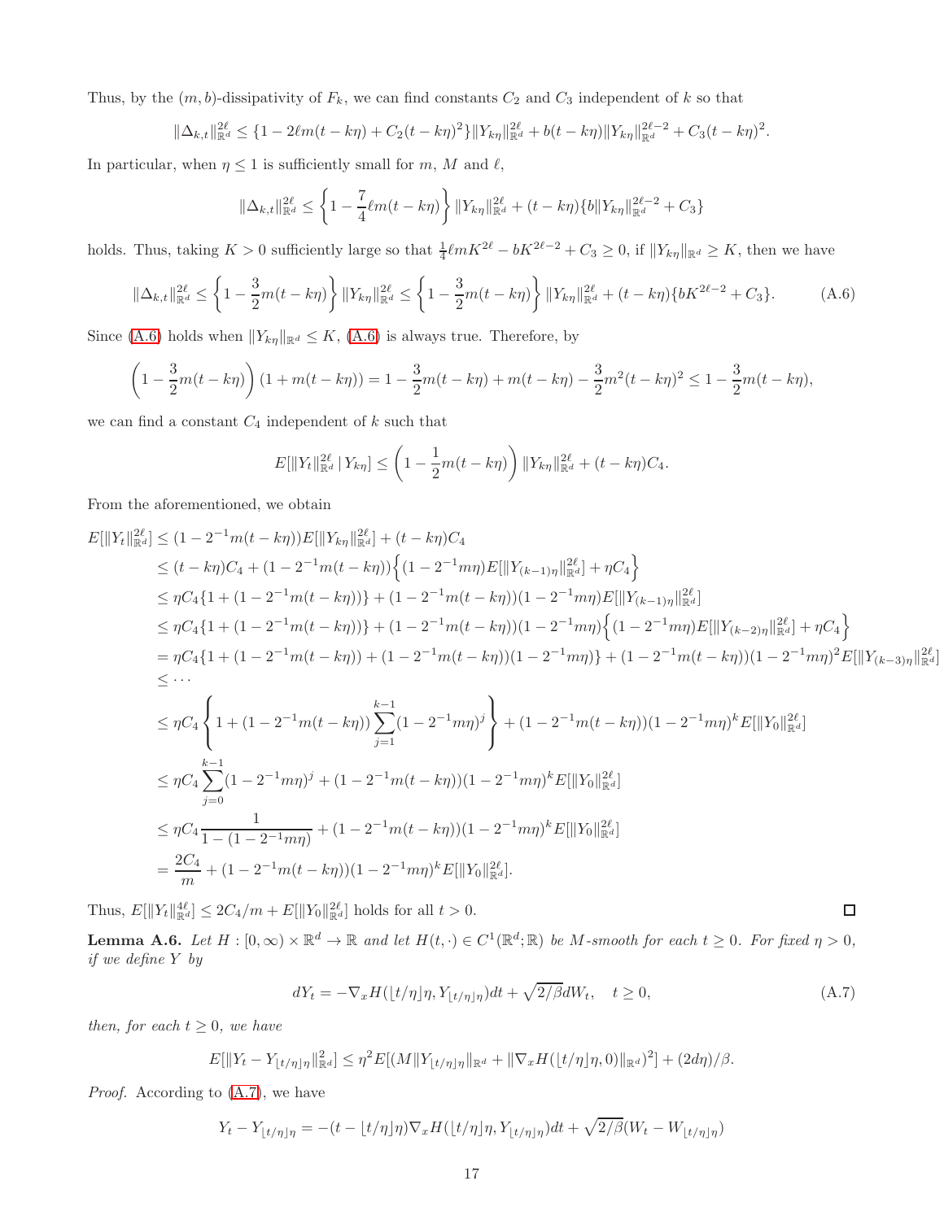Thus, by the $(m, b)$-dissipativity of $F_k$, we can find constants $C_2$ and $C_3$ independent of $k$ so that

$$\|\Delta_{k,t}\|_{\mathbb{R}^d}^{2\ell} \leq \{1 - 2\ell m(t-k\eta) + C_2(t-k\eta)^2\}\|Y_{k\eta}\|_{\mathbb{R}^d}^{2\ell} + b(t-k\eta)\|Y_{k\eta}\|_{\mathbb{R}^d}^{2\ell-2} + C_3(t-k\eta)^2.$$

In particular, when $\eta \leq 1$ is sufficiently small for $m$, $M$ and $\ell$,

$$\|\Delta_{k,t}\|_{\mathbb{R}^d}^{2\ell} \leq \left\{1 - \frac{7}{4}\ell m(t-k\eta)\right\}\|Y_{k\eta}\|_{\mathbb{R}^d}^{2\ell} + (t-k\eta)\{b\|Y_{k\eta}\|_{\mathbb{R}^d}^{2\ell-2} + C_3\}$$

holds. Thus, taking $K > 0$ sufficiently large so that $\frac{1}{4}\ell m K^{2\ell} - bK^{2\ell-2} + C_3 \geq 0$, if $\|Y_{k\eta}\|_{\mathbb{R}^d} \geq K$, then we have

$$\|\Delta_{k,t}\|_{\mathbb{R}^d}^{2\ell} \leq \left\{1 - \frac{3}{2}m(t-k\eta)\right\}\|Y_{k\eta}\|_{\mathbb{R}^d}^{2\ell} \leq \left\{1 - \frac{3}{2}m(t-k\eta)\right\}\|Y_{k\eta}\|_{\mathbb{R}^d}^{2\ell} + (t-k\eta)\{bK^{2\ell-2} + C_3\}. \tag{A.6}$$

Since (A.6) holds when $\|Y_{k\eta}\|_{\mathbb{R}^d} \leq K$, (A.6) is always true. Therefore, by

$$\left(1 - \frac{3}{2}m(t-k\eta)\right)(1 + m(t-k\eta)) = 1 - \frac{3}{2}m(t-k\eta) + m(t-k\eta) - \frac{3}{2}m^2(t-k\eta)^2 \leq 1 - \frac{3}{2}m(t-k\eta),$$

we can find a constant $C_4$ independent of $k$ such that

$$E[\|Y_t\|_{\mathbb{R}^d}^{2\ell} \,|\, Y_{k\eta}] \leq \left(1 - \frac{1}{2}m(t-k\eta)\right)\|Y_{k\eta}\|_{\mathbb{R}^d}^{2\ell} + (t-k\eta)C_4.$$

From the aforementioned, we obtain

$$\begin{aligned}
E[\|Y_t\|_{\mathbb{R}^d}^{2\ell}] &\leq (1 - 2^{-1}m(t-k\eta))E[\|Y_{k\eta}\|_{\mathbb{R}^d}^{2\ell}] + (t-k\eta)C_4 \\
&\leq (t-k\eta)C_4 + (1 - 2^{-1}m(t-k\eta))\Big\{(1 - 2^{-1}m\eta)E[\|Y_{(k-1)\eta}\|_{\mathbb{R}^d}^{2\ell}] + \eta C_4\Big\} \\
&\leq \eta C_4\{1 + (1 - 2^{-1}m(t-k\eta))\} + (1 - 2^{-1}m(t-k\eta))(1 - 2^{-1}m\eta)E[\|Y_{(k-1)\eta}\|_{\mathbb{R}^d}^{2\ell}] \\
&\leq \eta C_4\{1 + (1 - 2^{-1}m(t-k\eta))\} + (1 - 2^{-1}m(t-k\eta))(1 - 2^{-1}m\eta)\Big\{(1 - 2^{-1}m\eta)E[\|Y_{(k-2)\eta}\|_{\mathbb{R}^d}^{2\ell}] + \eta C_4\Big\} \\
&= \eta C_4\{1 + (1 - 2^{-1}m(t-k\eta)) + (1 - 2^{-1}m(t-k\eta))(1 - 2^{-1}m\eta)\} + (1 - 2^{-1}m(t-k\eta))(1 - 2^{-1}m\eta)^2 E[\|Y_{(k-3)\eta}\|_{\mathbb{R}^d}^{2\ell}] \\
&\leq \cdots \\
&\leq \eta C_4\left\{1 + (1 - 2^{-1}m(t-k\eta))\sum_{j=1}^{k-1}(1 - 2^{-1}m\eta)^j\right\} + (1 - 2^{-1}m(t-k\eta))(1 - 2^{-1}m\eta)^k E[\|Y_0\|_{\mathbb{R}^d}^{2\ell}] \\
&\leq \eta C_4\sum_{j=0}^{k-1}(1 - 2^{-1}m\eta)^j + (1 - 2^{-1}m(t-k\eta))(1 - 2^{-1}m\eta)^k E[\|Y_0\|_{\mathbb{R}^d}^{2\ell}] \\
&\leq \eta C_4\frac{1}{1 - (1 - 2^{-1}m\eta)} + (1 - 2^{-1}m(t-k\eta))(1 - 2^{-1}m\eta)^k E[\|Y_0\|_{\mathbb{R}^d}^{2\ell}] \\
&= \frac{2C_4}{m} + (1 - 2^{-1}m(t-k\eta))(1 - 2^{-1}m\eta)^k E[\|Y_0\|_{\mathbb{R}^d}^{2\ell}].
\end{aligned}$$

Thus, $E[\|Y_t\|_{\mathbb{R}^d}^{4\ell}] \leq 2C_4/m + E[\|Y_0\|_{\mathbb{R}^d}^{2\ell}]$ holds for all $t > 0$. ◻

**Lemma A.6.** *Let $H : [0,\infty) \times \mathbb{R}^d \to \mathbb{R}$ and let $H(t,\cdot) \in C^1(\mathbb{R}^d;\mathbb{R})$ be $M$-smooth for each $t \geq 0$. For fixed $\eta > 0$, if we define $Y$ by*

$$dY_t = -\nabla_x H(\lfloor t/\eta \rfloor \eta, Y_{\lfloor t/\eta \rfloor \eta})dt + \sqrt{2/\beta}\,dW_t, \quad t \geq 0, \tag{A.7}$$

*then, for each $t \geq 0$, we have*

$$E[\|Y_t - Y_{\lfloor t/\eta \rfloor \eta}\|_{\mathbb{R}^d}^2] \leq \eta^2 E[(M\|Y_{\lfloor t/\eta \rfloor \eta}\|_{\mathbb{R}^d} + \|\nabla_x H(\lfloor t/\eta \rfloor \eta, 0)\|_{\mathbb{R}^d})^2] + (2d\eta)/\beta.$$

*Proof.* According to (A.7), we have

$$Y_t - Y_{\lfloor t/\eta \rfloor \eta} = -(t - \lfloor t/\eta \rfloor \eta)\nabla_x H(\lfloor t/\eta \rfloor \eta, Y_{\lfloor t/\eta \rfloor \eta})dt + \sqrt{2/\beta}(W_t - W_{\lfloor t/\eta \rfloor \eta})$$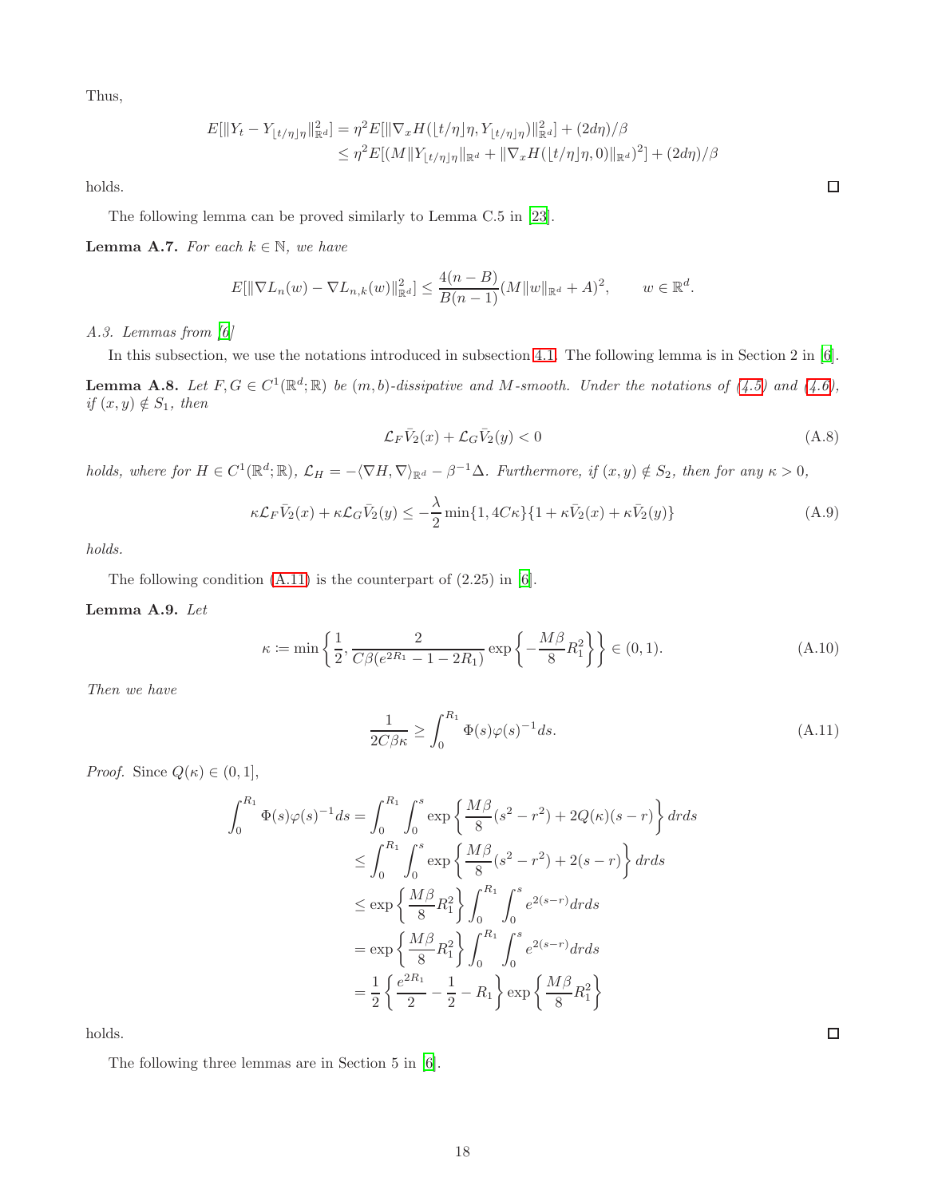Thus,

$$
\begin{aligned}
E[\|Y_t - Y_{\lfloor t/\eta \rfloor \eta}\|_{\mathbb{R}^d}^2] &= \eta^2 E[\|\nabla_x H(\lfloor t/\eta \rfloor \eta, Y_{\lfloor t/\eta \rfloor \eta})\|_{\mathbb{R}^d}^2] + (2d\eta)/\beta \\
&\leq \eta^2 E[(M\|Y_{\lfloor t/\eta \rfloor \eta}\|_{\mathbb{R}^d} + \|\nabla_x H(\lfloor t/\eta \rfloor \eta, 0)\|_{\mathbb{R}^d})^2] + (2d\eta)/\beta
\end{aligned}
$$

holds. □

The following lemma can be proved similarly to Lemma C.5 in [23].

**Lemma A.7.** *For each $k \in \mathbb{N}$, we have*

$$
E[\|\nabla L_n(w) - \nabla L_{n,k}(w)\|_{\mathbb{R}^d}^2] \leq \frac{4(n-B)}{B(n-1)}(M\|w\|_{\mathbb{R}^d} + A)^2, \qquad w \in \mathbb{R}^d.
$$

*A.3. Lemmas from [6]*

In this subsection, we use the notations introduced in subsection 4.1. The following lemma is in Section 2 in [6].

**Lemma A.8.** *Let $F, G \in C^1(\mathbb{R}^d; \mathbb{R})$ be $(m, b)$-dissipative and $M$-smooth. Under the notations of (4.5) and (4.6), if $(x, y) \notin S_1$, then*

$$
\mathcal{L}_F \bar{V}_2(x) + \mathcal{L}_G \bar{V}_2(y) < 0 \tag{A.8}
$$

*holds, where for $H \in C^1(\mathbb{R}^d; \mathbb{R})$, $\mathcal{L}_H = -\langle \nabla H, \nabla \rangle_{\mathbb{R}^d} - \beta^{-1}\Delta$. Furthermore, if $(x, y) \notin S_2$, then for any $\kappa > 0$,*

$$
\kappa \mathcal{L}_F \bar{V}_2(x) + \kappa \mathcal{L}_G \bar{V}_2(y) \leq -\frac{\lambda}{2}\min\{1, 4C\kappa\}\{1 + \kappa \bar{V}_2(x) + \kappa \bar{V}_2(y)\} \tag{A.9}
$$

*holds.*

The following condition (A.11) is the counterpart of (2.25) in [6].

**Lemma A.9.** *Let*

$$
\kappa \coloneqq \min\left\{\frac{1}{2}, \frac{2}{C\beta(e^{2R_1} - 1 - 2R_1)}\exp\left\{-\frac{M\beta}{8}R_1^2\right\}\right\} \in (0, 1). \tag{A.10}
$$

*Then we have*

$$
\frac{1}{2C\beta\kappa} \geq \int_0^{R_1} \Phi(s)\varphi(s)^{-1} ds. \tag{A.11}
$$

*Proof.* Since $Q(\kappa) \in (0, 1]$,

$$
\begin{aligned}
\int_0^{R_1} \Phi(s)\varphi(s)^{-1} ds &= \int_0^{R_1}\int_0^s \exp\left\{\frac{M\beta}{8}(s^2 - r^2) + 2Q(\kappa)(s - r)\right\} dr ds \\
&\leq \int_0^{R_1}\int_0^s \exp\left\{\frac{M\beta}{8}(s^2 - r^2) + 2(s - r)\right\} dr ds \\
&\leq \exp\left\{\frac{M\beta}{8}R_1^2\right\} \int_0^{R_1}\int_0^s e^{2(s-r)} dr ds \\
&= \exp\left\{\frac{M\beta}{8}R_1^2\right\} \int_0^{R_1}\int_0^s e^{2(s-r)} dr ds \\
&= \frac{1}{2}\left\{\frac{e^{2R_1}}{2} - \frac{1}{2} - R_1\right\} \exp\left\{\frac{M\beta}{8}R_1^2\right\}
\end{aligned}
$$

holds. □

The following three lemmas are in Section 5 in [6].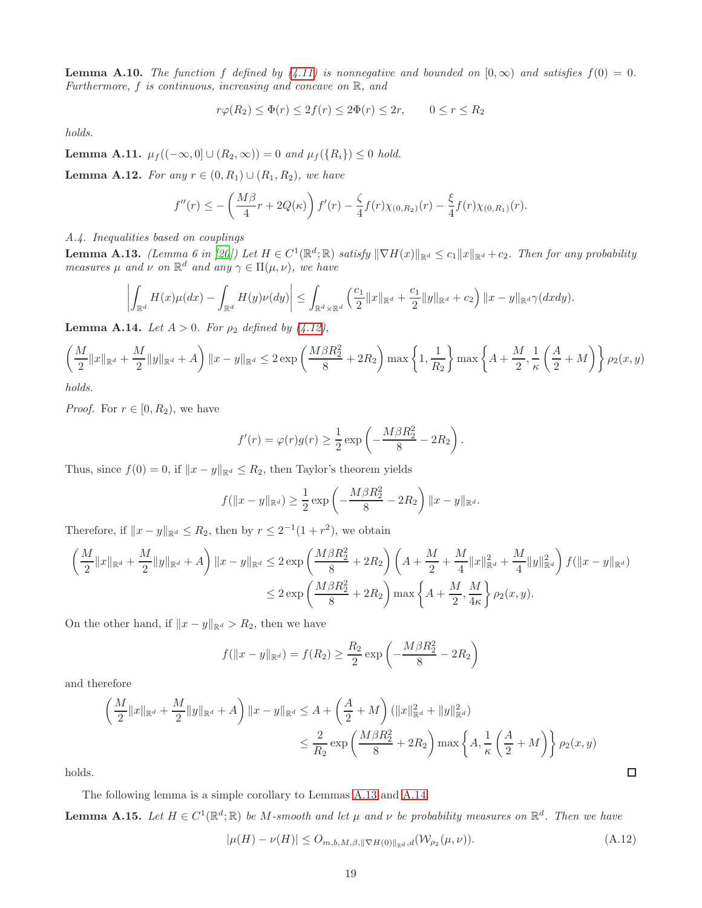**Lemma A.10.** *The function $f$ defined by (4.11) is nonnegative and bounded on $[0,\infty)$ and satisfies $f(0)=0$. Furthermore, $f$ is continuous, increasing and concave on $\mathbb{R}$, and*

$$r\varphi(R_2) \le \Phi(r) \le 2f(r) \le 2\Phi(r) \le 2r, \qquad 0 \le r \le R_2$$

*holds.*

**Lemma A.11.** $\mu_f((-\infty,0]\cup(R_2,\infty))=0$ *and* $\mu_f(\{R_i\})\le 0$ *hold.*

**Lemma A.12.** *For any $r\in(0,R_1)\cup(R_1,R_2)$, we have*

$$f''(r) \le -\left(\frac{M\beta}{4}r + 2Q(\kappa)\right)f'(r) - \frac{\zeta}{4}f(r)\chi_{(0,R_2)}(r) - \frac{\xi}{4}f(r)\chi_{(0,R_1)}(r).$$

*A.4. Inequalities based on couplings*

**Lemma A.13.** *(Lemma 6 in [20]) Let $H\in C^1(\mathbb{R}^d;\mathbb{R})$ satisfy $\|\nabla H(x)\|_{\mathbb{R}^d}\le c_1\|x\|_{\mathbb{R}^d}+c_2$. Then for any probability measures $\mu$ and $\nu$ on $\mathbb{R}^d$ and any $\gamma\in\Pi(\mu,\nu)$, we have*

$$\left|\int_{\mathbb{R}^d} H(x)\mu(dx) - \int_{\mathbb{R}^d} H(y)\nu(dy)\right| \le \int_{\mathbb{R}^d\times\mathbb{R}^d}\left(\frac{c_1}{2}\|x\|_{\mathbb{R}^d} + \frac{c_1}{2}\|y\|_{\mathbb{R}^d} + c_2\right)\|x-y\|_{\mathbb{R}^d}\gamma(dxdy).$$

**Lemma A.14.** *Let $A>0$. For $\rho_2$ defined by (4.12),*

$$\left(\frac{M}{2}\|x\|_{\mathbb{R}^d} + \frac{M}{2}\|y\|_{\mathbb{R}^d} + A\right)\|x-y\|_{\mathbb{R}^d} \le 2\exp\left(\frac{M\beta R_2^2}{8}+2R_2\right)\max\left\{1,\frac{1}{R_2}\right\}\max\left\{A+\frac{M}{2}, \frac{1}{\kappa}\left(\frac{A}{2}+M\right)\right\}\rho_2(x,y)$$

*holds.*

*Proof.* For $r\in[0,R_2)$, we have

$$f'(r) = \varphi(r)g(r) \ge \frac{1}{2}\exp\left(-\frac{M\beta R_2^2}{8} - 2R_2\right).$$

Thus, since $f(0)=0$, if $\|x-y\|_{\mathbb{R}^d}\le R_2$, then Taylor's theorem yields

$$f(\|x-y\|_{\mathbb{R}^d}) \ge \frac{1}{2}\exp\left(-\frac{M\beta R_2^2}{8} - 2R_2\right)\|x-y\|_{\mathbb{R}^d}.$$

Therefore, if $\|x-y\|_{\mathbb{R}^d}\le R_2$, then by $r\le 2^{-1}(1+r^2)$, we obtain

$$\begin{aligned}
\left(\frac{M}{2}\|x\|_{\mathbb{R}^d} + \frac{M}{2}\|y\|_{\mathbb{R}^d} + A\right)\|x-y\|_{\mathbb{R}^d} &\le 2\exp\left(\frac{M\beta R_2^2}{8}+2R_2\right)\left(A+\frac{M}{2}+\frac{M}{4}\|x\|_{\mathbb{R}^d}^2+\frac{M}{4}\|y\|_{\mathbb{R}^d}^2\right)f(\|x-y\|_{\mathbb{R}^d}) \\
&\le 2\exp\left(\frac{M\beta R_2^2}{8}+2R_2\right)\max\left\{A+\frac{M}{2},\frac{M}{4\kappa}\right\}\rho_2(x,y).
\end{aligned}$$

On the other hand, if $\|x-y\|_{\mathbb{R}^d} > R_2$, then we have

$$f(\|x-y\|_{\mathbb{R}^d}) = f(R_2) \ge \frac{R_2}{2}\exp\left(-\frac{M\beta R_2^2}{8} - 2R_2\right)$$

and therefore

$$\begin{aligned}
\left(\frac{M}{2}\|x\|_{\mathbb{R}^d} + \frac{M}{2}\|y\|_{\mathbb{R}^d} + A\right)\|x-y\|_{\mathbb{R}^d} &\le A + \left(\frac{A}{2}+M\right)(\|x\|_{\mathbb{R}^d}^2 + \|y\|_{\mathbb{R}^d}^2) \\
&\le \frac{2}{R_2}\exp\left(\frac{M\beta R_2^2}{8}+2R_2\right)\max\left\{A,\frac{1}{\kappa}\left(\frac{A}{2}+M\right)\right\}\rho_2(x,y)
\end{aligned}$$

holds. □

The following lemma is a simple corollary to Lemmas A.13 and A.14.

**Lemma A.15.** *Let $H\in C^1(\mathbb{R}^d;\mathbb{R})$ be $M$-smooth and let $\mu$ and $\nu$ be probability measures on $\mathbb{R}^d$. Then we have*

$$|\mu(H)-\nu(H)| \le O_{m,b,M,\beta,\|\nabla H(0)\|_{\mathbb{R}^d},d}(\mathcal{W}_{\rho_2}(\mu,\nu)). \tag{A.12}$$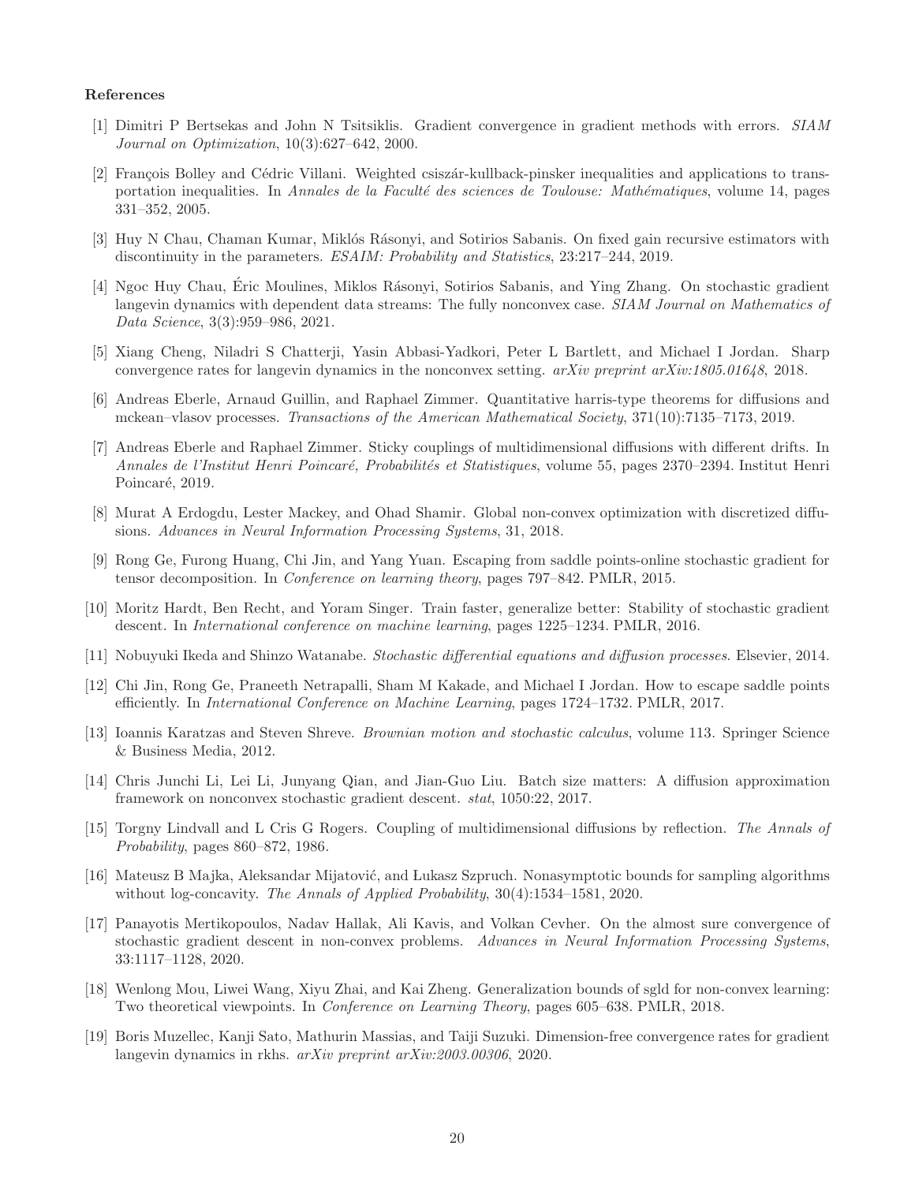### References

[1] Dimitri P Bertsekas and John N Tsitsiklis. Gradient convergence in gradient methods with errors. *SIAM Journal on Optimization*, 10(3):627–642, 2000.

[2] François Bolley and Cédric Villani. Weighted csiszár-kullback-pinsker inequalities and applications to transportation inequalities. In *Annales de la Faculté des sciences de Toulouse: Mathématiques*, volume 14, pages 331–352, 2005.

[3] Huy N Chau, Chaman Kumar, Miklós Rásonyi, and Sotirios Sabanis. On fixed gain recursive estimators with discontinuity in the parameters. *ESAIM: Probability and Statistics*, 23:217–244, 2019.

[4] Ngoc Huy Chau, Éric Moulines, Miklos Rásonyi, Sotirios Sabanis, and Ying Zhang. On stochastic gradient langevin dynamics with dependent data streams: The fully nonconvex case. *SIAM Journal on Mathematics of Data Science*, 3(3):959–986, 2021.

[5] Xiang Cheng, Niladri S Chatterji, Yasin Abbasi-Yadkori, Peter L Bartlett, and Michael I Jordan. Sharp convergence rates for langevin dynamics in the nonconvex setting. *arXiv preprint arXiv:1805.01648*, 2018.

[6] Andreas Eberle, Arnaud Guillin, and Raphael Zimmer. Quantitative harris-type theorems for diffusions and mckean–vlasov processes. *Transactions of the American Mathematical Society*, 371(10):7135–7173, 2019.

[7] Andreas Eberle and Raphael Zimmer. Sticky couplings of multidimensional diffusions with different drifts. In *Annales de l'Institut Henri Poincaré, Probabilités et Statistiques*, volume 55, pages 2370–2394. Institut Henri Poincaré, 2019.

[8] Murat A Erdogdu, Lester Mackey, and Ohad Shamir. Global non-convex optimization with discretized diffusions. *Advances in Neural Information Processing Systems*, 31, 2018.

[9] Rong Ge, Furong Huang, Chi Jin, and Yang Yuan. Escaping from saddle points-online stochastic gradient for tensor decomposition. In *Conference on learning theory*, pages 797–842. PMLR, 2015.

[10] Moritz Hardt, Ben Recht, and Yoram Singer. Train faster, generalize better: Stability of stochastic gradient descent. In *International conference on machine learning*, pages 1225–1234. PMLR, 2016.

[11] Nobuyuki Ikeda and Shinzo Watanabe. *Stochastic differential equations and diffusion processes*. Elsevier, 2014.

[12] Chi Jin, Rong Ge, Praneeth Netrapalli, Sham M Kakade, and Michael I Jordan. How to escape saddle points efficiently. In *International Conference on Machine Learning*, pages 1724–1732. PMLR, 2017.

[13] Ioannis Karatzas and Steven Shreve. *Brownian motion and stochastic calculus*, volume 113. Springer Science & Business Media, 2012.

[14] Chris Junchi Li, Lei Li, Junyang Qian, and Jian-Guo Liu. Batch size matters: A diffusion approximation framework on nonconvex stochastic gradient descent. *stat*, 1050:22, 2017.

[15] Torgny Lindvall and L Cris G Rogers. Coupling of multidimensional diffusions by reflection. *The Annals of Probability*, pages 860–872, 1986.

[16] Mateusz B Majka, Aleksandar Mijatović, and Łukasz Szpruch. Nonasymptotic bounds for sampling algorithms without log-concavity. *The Annals of Applied Probability*, 30(4):1534–1581, 2020.

[17] Panayotis Mertikopoulos, Nadav Hallak, Ali Kavis, and Volkan Cevher. On the almost sure convergence of stochastic gradient descent in non-convex problems. *Advances in Neural Information Processing Systems*, 33:1117–1128, 2020.

[18] Wenlong Mou, Liwei Wang, Xiyu Zhai, and Kai Zheng. Generalization bounds of sgld for non-convex learning: Two theoretical viewpoints. In *Conference on Learning Theory*, pages 605–638. PMLR, 2018.

[19] Boris Muzellec, Kanji Sato, Mathurin Massias, and Taiji Suzuki. Dimension-free convergence rates for gradient langevin dynamics in rkhs. *arXiv preprint arXiv:2003.00306*, 2020.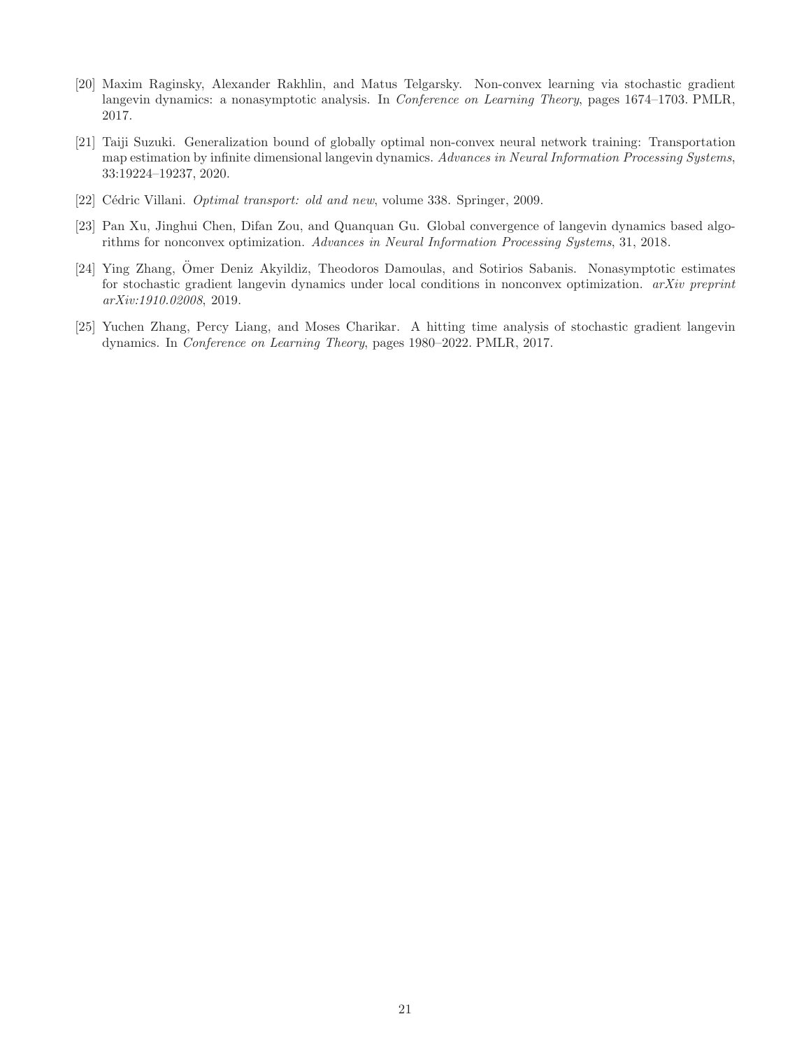[20] Maxim Raginsky, Alexander Rakhlin, and Matus Telgarsky. Non-convex learning via stochastic gradient langevin dynamics: a nonasymptotic analysis. In *Conference on Learning Theory*, pages 1674–1703. PMLR, 2017.

[21] Taiji Suzuki. Generalization bound of globally optimal non-convex neural network training: Transportation map estimation by infinite dimensional langevin dynamics. *Advances in Neural Information Processing Systems*, 33:19224–19237, 2020.

[22] Cédric Villani. *Optimal transport: old and new*, volume 338. Springer, 2009.

[23] Pan Xu, Jinghui Chen, Difan Zou, and Quanquan Gu. Global convergence of langevin dynamics based algorithms for nonconvex optimization. *Advances in Neural Information Processing Systems*, 31, 2018.

[24] Ying Zhang, Ömer Deniz Akyildiz, Theodoros Damoulas, and Sotirios Sabanis. Nonasymptotic estimates for stochastic gradient langevin dynamics under local conditions in nonconvex optimization. *arXiv preprint arXiv:1910.02008*, 2019.

[25] Yuchen Zhang, Percy Liang, and Moses Charikar. A hitting time analysis of stochastic gradient langevin dynamics. In *Conference on Learning Theory*, pages 1980–2022. PMLR, 2017.